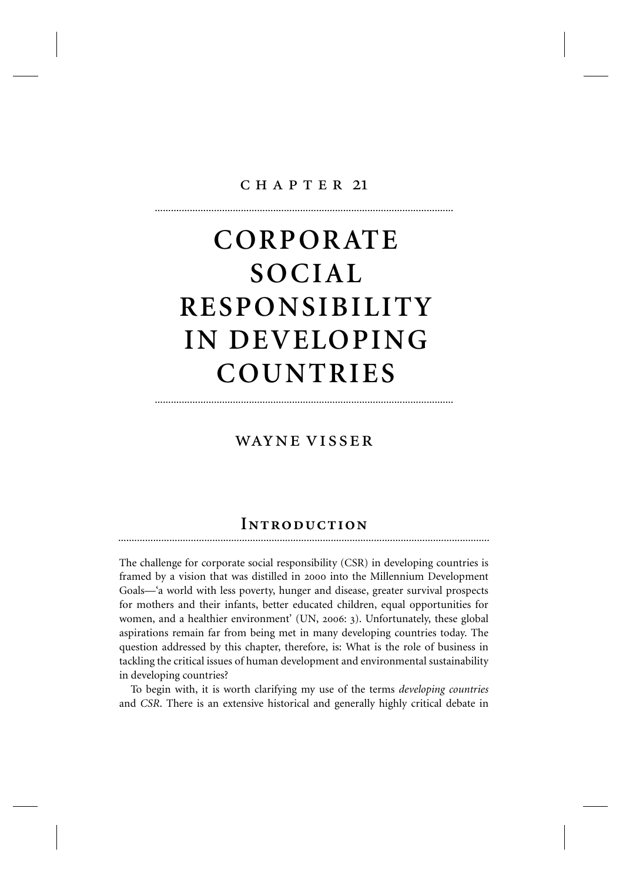CHAPTER 21

# CORPORATE SOCIAL RESPONSIBILITY IN DEVELOPING COUNTRIES

WAYNE VISSER

## Introduction

The challenge for corporate social responsibility (CSR) in developing countries is framed by a vision that was distilled in 2000 into the Millennium Development Goals—'a world with less poverty, hunger and disease, greater survival prospects for mothers and their infants, better educated children, equal opportunities for women, and a healthier environment' (UN, 2006: 3). Unfortunately, these global aspirations remain far from being met in many developing countries today. The question addressed by this chapter, therefore, is: What is the role of business in tackling the critical issues of human development and environmental sustainability in developing countries?

To begin with, it is worth clarifying my use of the terms *developing countries* and *CSR*. There is an extensive historical and generally highly critical debate in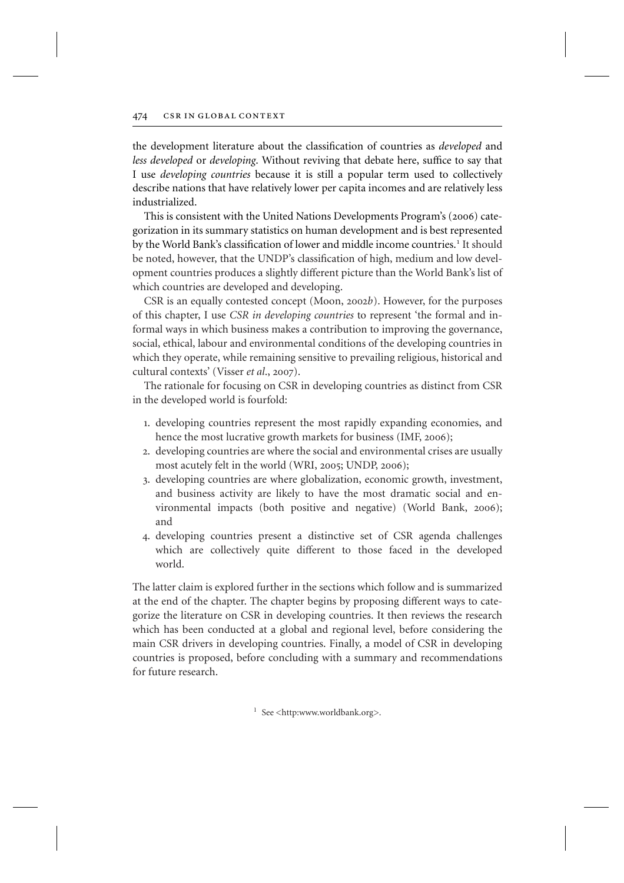the development literature about the classification of countries as *developed* and *less developed* or *developing*. Without reviving that debate here, suffice to say that I use *developing countries* because it is still a popular term used to collectively describe nations that have relatively lower per capita incomes and are relatively less industrialized.

This is consistent with the United Nations Developments Program's (2006) categorization in its summary statistics on human development and is best represented by the World Bank's classification of lower and middle income countries.[1] It should be noted, however, that the UNDP's classification of high, medium and low development countries produces a slightly different picture than the World Bank's list of which countries are developed and developing.

CSR is an equally contested concept (Moon, 2002*b*). However, for the purposes of this chapter, I use *CSR in developing countries* to represent 'the formal and informal ways in which business makes a contribution to improving the governance, social, ethical, labour and environmental conditions of the developing countries in which they operate, while remaining sensitive to prevailing religious, historical and cultural contexts' (Visser *et al*., 2007).

The rationale for focusing on CSR in developing countries as distinct from CSR in the developed world is fourfold:

1. developing countries represent the most rapidly expanding economies, and hence the most lucrative growth markets for business (IMF, 2006);
2. developing countries are where the social and environmental crises are usually most acutely felt in the world (WRI, 2005; UNDP, 2006);
3. developing countries are where globalization, economic growth, investment, and business activity are likely to have the most dramatic social and environmental impacts (both positive and negative) (World Bank, 2006); and
4. developing countries present a distinctive set of CSR agenda challenges which are collectively quite different to those faced in the developed world.

The latter claim is explored further in the sections which follow and is summarized at the end of the chapter. The chapter begins by proposing different ways to categorize the literature on CSR in developing countries. It then reviews the research which has been conducted at a global and regional level, before considering the main CSR drivers in developing countries. Finally, a model of CSR in developing countries is proposed, before concluding with a summary and recommendations for future research.

[1] See <http:www.worldbank.org>.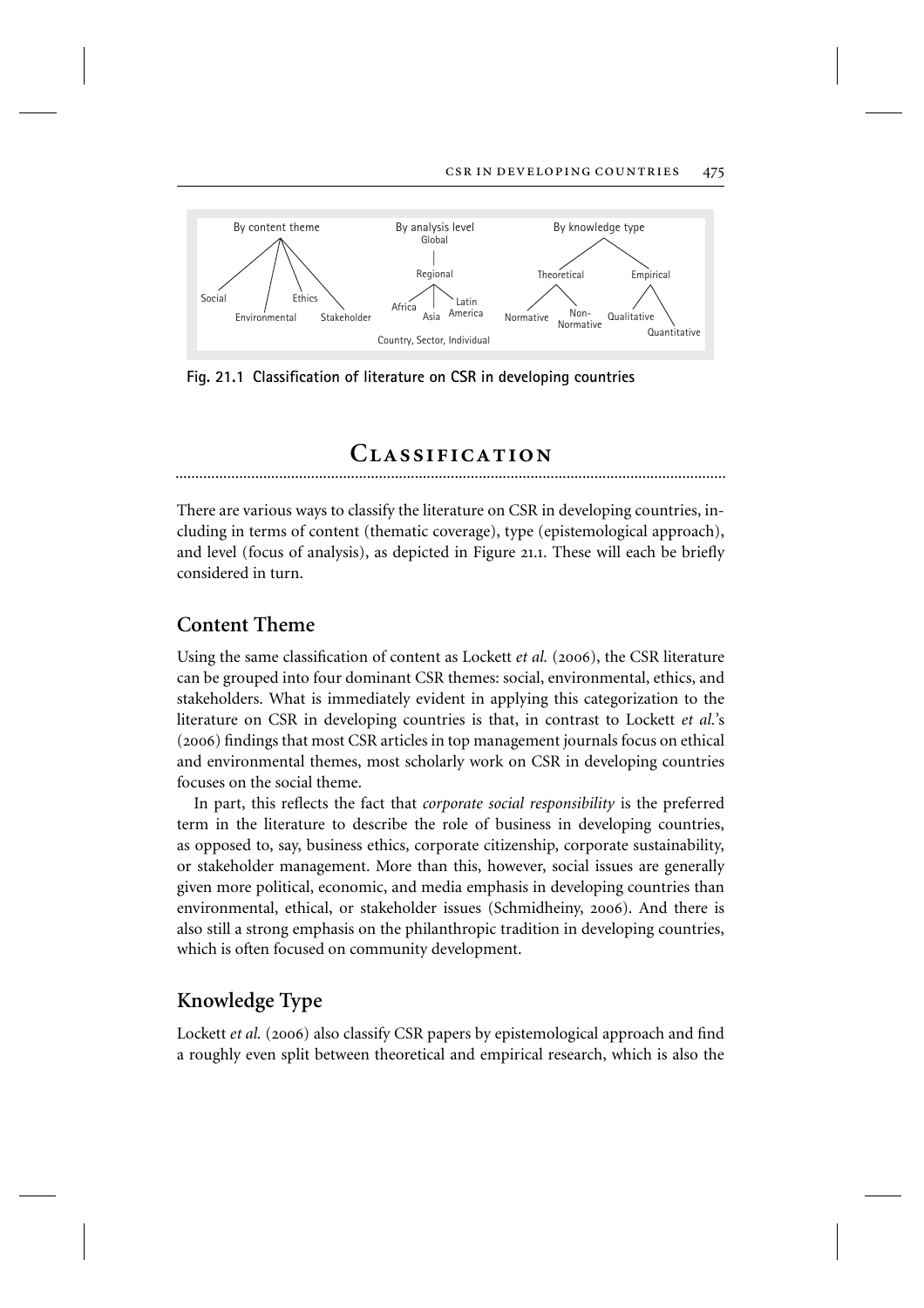Fig. 21.1 Classification of literature on CSR in developing countries

## Classification

There are various ways to classify the literature on CSR in developing countries, including in terms of content (thematic coverage), type (epistemological approach), and level (focus of analysis), as depicted in Figure 21.1. These will each be briefly considered in turn.

### Content Theme

Using the same classification of content as Lockett *et al.* (2006), the CSR literature can be grouped into four dominant CSR themes: social, environmental, ethics, and stakeholders. What is immediately evident in applying this categorization to the literature on CSR in developing countries is that, in contrast to Lockett *et al.*'s (2006) findings that most CSR articles in top management journals focus on ethical and environmental themes, most scholarly work on CSR in developing countries focuses on the social theme.

In part, this reflects the fact that *corporate social responsibility* is the preferred term in the literature to describe the role of business in developing countries, as opposed to, say, business ethics, corporate citizenship, corporate sustainability, or stakeholder management. More than this, however, social issues are generally given more political, economic, and media emphasis in developing countries than environmental, ethical, or stakeholder issues (Schmidheiny, 2006). And there is also still a strong emphasis on the philanthropic tradition in developing countries, which is often focused on community development.

### Knowledge Type

Lockett *et al.* (2006) also classify CSR papers by epistemological approach and find a roughly even split between theoretical and empirical research, which is also the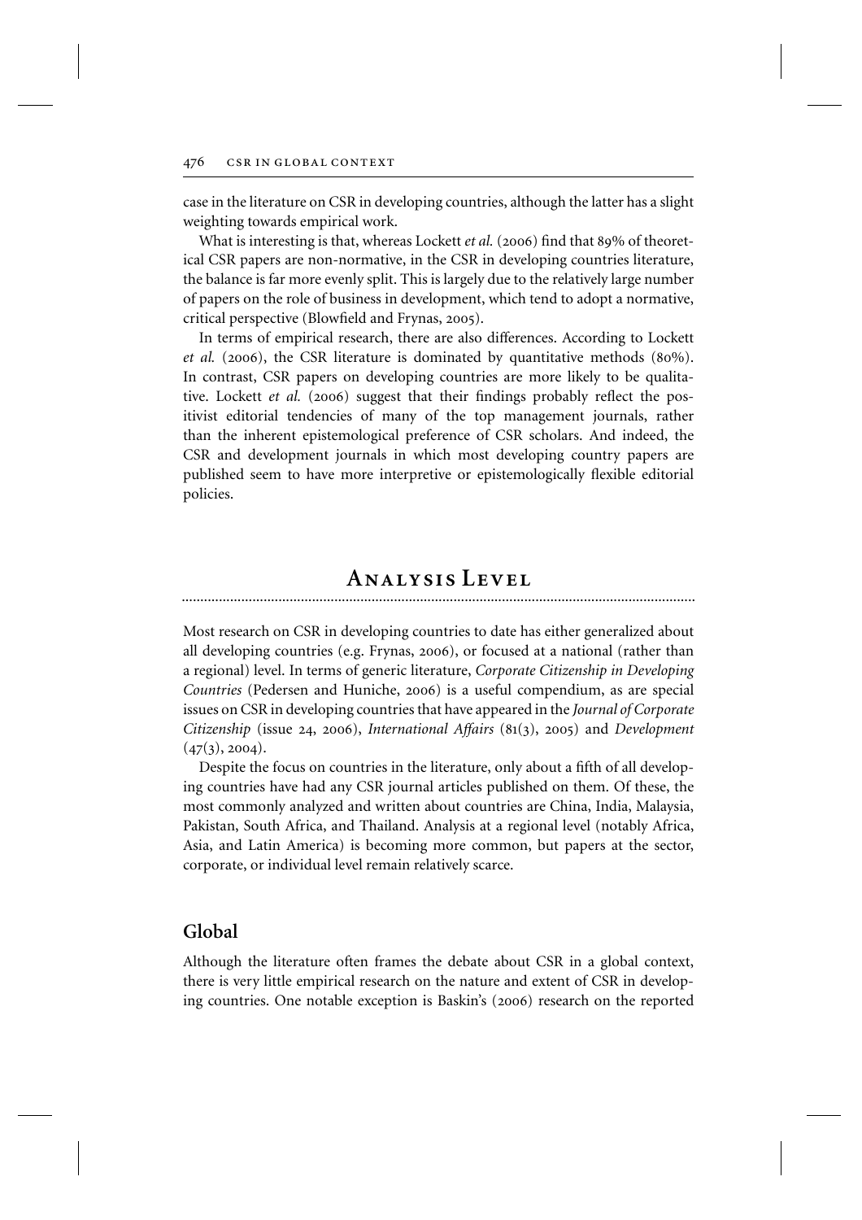case in the literature on CSR in developing countries, although the latter has a slight weighting towards empirical work.

What is interesting is that, whereas Lockett *et al.* (2006) find that 89% of theoretical CSR papers are non-normative, in the CSR in developing countries literature, the balance is far more evenly split. This is largely due to the relatively large number of papers on the role of business in development, which tend to adopt a normative, critical perspective (Blowfield and Frynas, 2005).

In terms of empirical research, there are also differences. According to Lockett *et al.* (2006), the CSR literature is dominated by quantitative methods (80%). In contrast, CSR papers on developing countries are more likely to be qualitative. Lockett *et al.* (2006) suggest that their findings probably reflect the positivist editorial tendencies of many of the top management journals, rather than the inherent epistemological preference of CSR scholars. And indeed, the CSR and development journals in which most developing country papers are published seem to have more interpretive or epistemologically flexible editorial policies.

## Analysis Level

Most research on CSR in developing countries to date has either generalized about all developing countries (e.g. Frynas, 2006), or focused at a national (rather than a regional) level. In terms of generic literature, *Corporate Citizenship in Developing Countries* (Pedersen and Huniche, 2006) is a useful compendium, as are special issues on CSR in developing countries that have appeared in the *Journal of Corporate Citizenship* (issue 24, 2006), *International Affairs* (81(3), 2005) and *Development* (47(3), 2004).

Despite the focus on countries in the literature, only about a fifth of all developing countries have had any CSR journal articles published on them. Of these, the most commonly analyzed and written about countries are China, India, Malaysia, Pakistan, South Africa, and Thailand. Analysis at a regional level (notably Africa, Asia, and Latin America) is becoming more common, but papers at the sector, corporate, or individual level remain relatively scarce.

### Global

Although the literature often frames the debate about CSR in a global context, there is very little empirical research on the nature and extent of CSR in developing countries. One notable exception is Baskin's (2006) research on the reported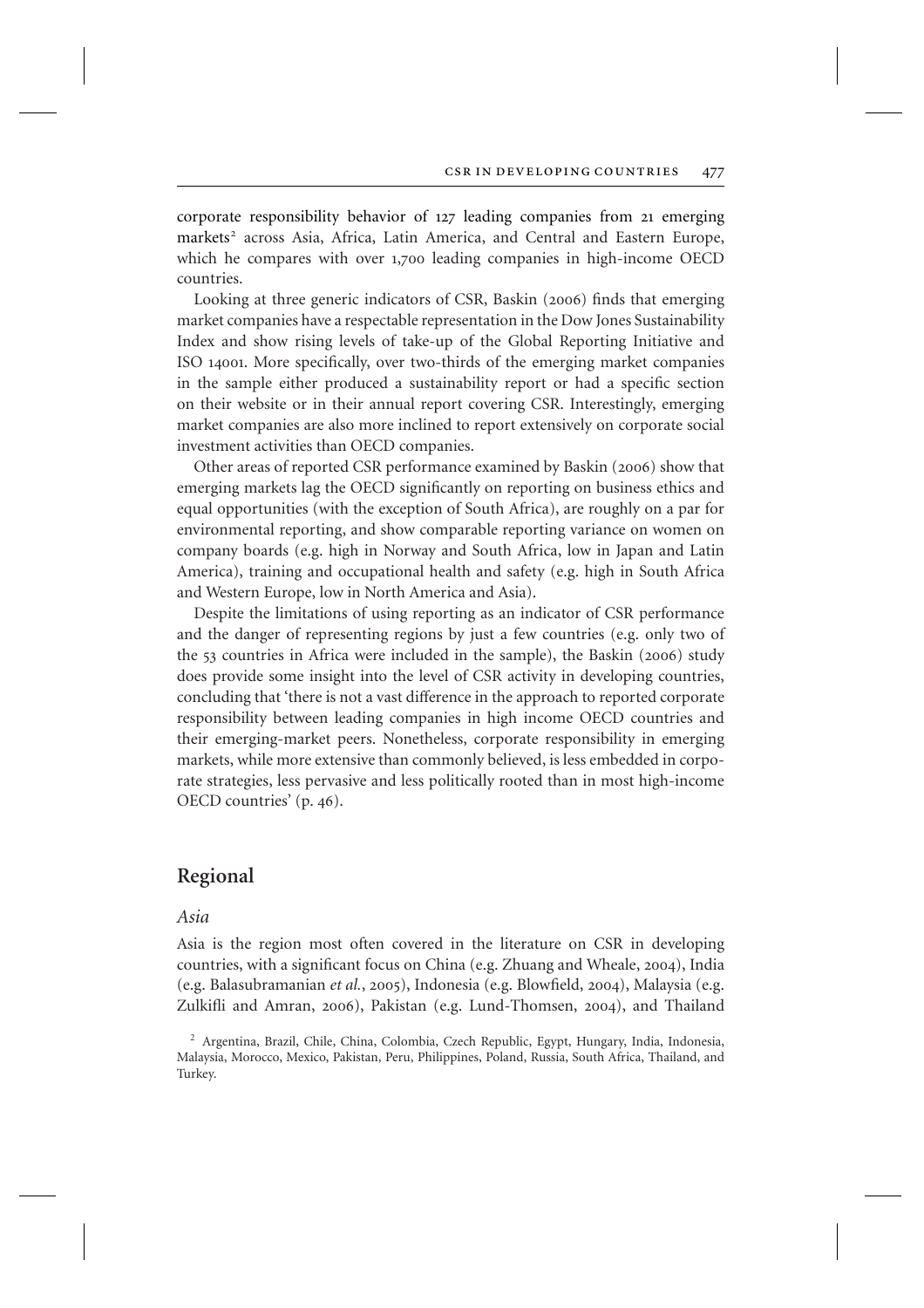corporate responsibility behavior of 127 leading companies from 21 emerging markets[2] across Asia, Africa, Latin America, and Central and Eastern Europe, which he compares with over 1,700 leading companies in high-income OECD countries.

Looking at three generic indicators of CSR, Baskin (2006) finds that emerging market companies have a respectable representation in the Dow Jones Sustainability Index and show rising levels of take-up of the Global Reporting Initiative and ISO 14001. More specifically, over two-thirds of the emerging market companies in the sample either produced a sustainability report or had a specific section on their website or in their annual report covering CSR. Interestingly, emerging market companies are also more inclined to report extensively on corporate social investment activities than OECD companies.

Other areas of reported CSR performance examined by Baskin (2006) show that emerging markets lag the OECD significantly on reporting on business ethics and equal opportunities (with the exception of South Africa), are roughly on a par for environmental reporting, and show comparable reporting variance on women on company boards (e.g. high in Norway and South Africa, low in Japan and Latin America), training and occupational health and safety (e.g. high in South Africa and Western Europe, low in North America and Asia).

Despite the limitations of using reporting as an indicator of CSR performance and the danger of representing regions by just a few countries (e.g. only two of the 53 countries in Africa were included in the sample), the Baskin (2006) study does provide some insight into the level of CSR activity in developing countries, concluding that 'there is not a vast difference in the approach to reported corporate responsibility between leading companies in high income OECD countries and their emerging-market peers. Nonetheless, corporate responsibility in emerging markets, while more extensive than commonly believed, is less embedded in corporate strategies, less pervasive and less politically rooted than in most high-income OECD countries' (p. 46).

## Regional

### *Asia*

Asia is the region most often covered in the literature on CSR in developing countries, with a significant focus on China (e.g. Zhuang and Wheale, 2004), India (e.g. Balasubramanian *et al.*, 2005), Indonesia (e.g. Blowfield, 2004), Malaysia (e.g. Zulkifli and Amran, 2006), Pakistan (e.g. Lund-Thomsen, 2004), and Thailand

[2] Argentina, Brazil, Chile, China, Colombia, Czech Republic, Egypt, Hungary, India, Indonesia, Malaysia, Morocco, Mexico, Pakistan, Peru, Philippines, Poland, Russia, South Africa, Thailand, and Turkey.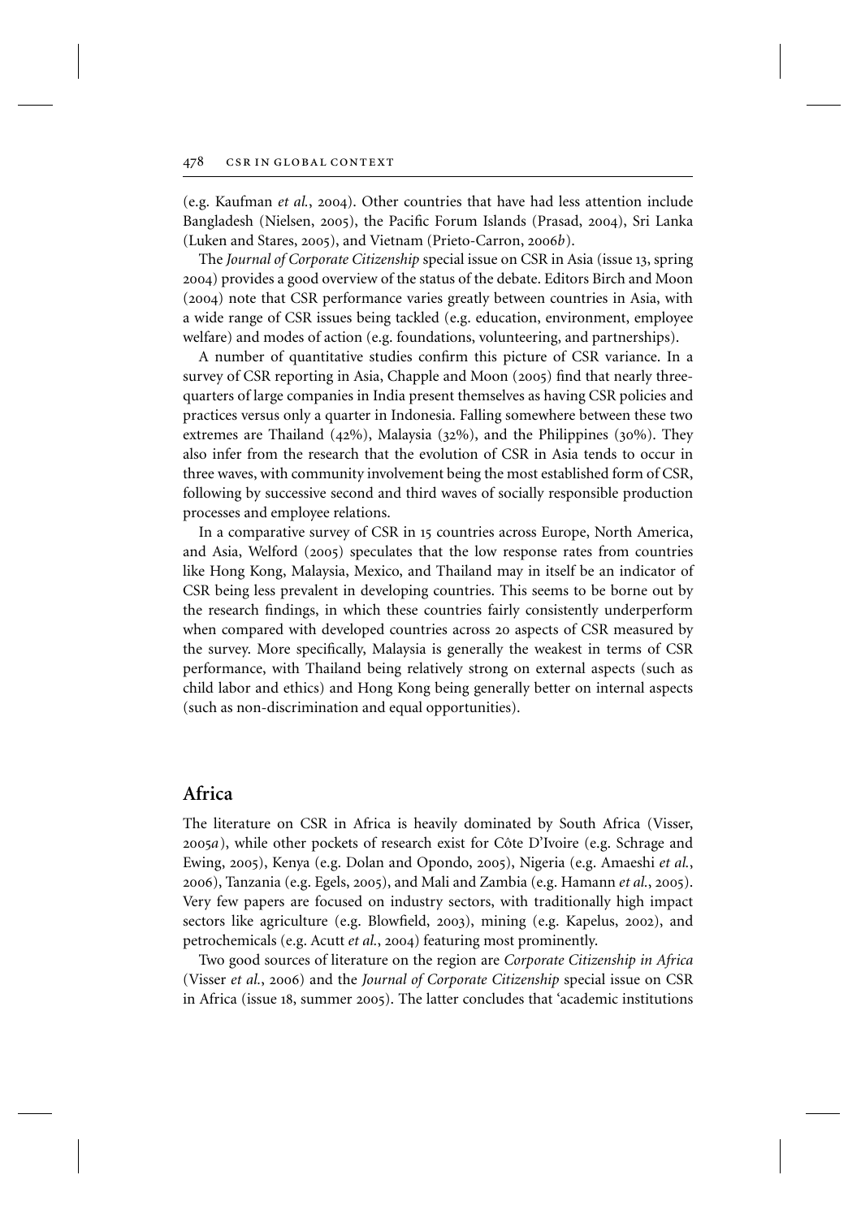(e.g. Kaufman *et al.*, 2004). Other countries that have had less attention include Bangladesh (Nielsen, 2005), the Pacific Forum Islands (Prasad, 2004), Sri Lanka (Luken and Stares, 2005), and Vietnam (Prieto-Carron, 2006*b*).

The *Journal of Corporate Citizenship* special issue on CSR in Asia (issue 13, spring 2004) provides a good overview of the status of the debate. Editors Birch and Moon (2004) note that CSR performance varies greatly between countries in Asia, with a wide range of CSR issues being tackled (e.g. education, environment, employee welfare) and modes of action (e.g. foundations, volunteering, and partnerships).

A number of quantitative studies confirm this picture of CSR variance. In a survey of CSR reporting in Asia, Chapple and Moon (2005) find that nearly three-quarters of large companies in India present themselves as having CSR policies and practices versus only a quarter in Indonesia. Falling somewhere between these two extremes are Thailand (42%), Malaysia (32%), and the Philippines (30%). They also infer from the research that the evolution of CSR in Asia tends to occur in three waves, with community involvement being the most established form of CSR, following by successive second and third waves of socially responsible production processes and employee relations.

In a comparative survey of CSR in 15 countries across Europe, North America, and Asia, Welford (2005) speculates that the low response rates from countries like Hong Kong, Malaysia, Mexico, and Thailand may in itself be an indicator of CSR being less prevalent in developing countries. This seems to be borne out by the research findings, in which these countries fairly consistently underperform when compared with developed countries across 20 aspects of CSR measured by the survey. More specifically, Malaysia is generally the weakest in terms of CSR performance, with Thailand being relatively strong on external aspects (such as child labor and ethics) and Hong Kong being generally better on internal aspects (such as non-discrimination and equal opportunities).

## Africa

The literature on CSR in Africa is heavily dominated by South Africa (Visser, 2005*a*), while other pockets of research exist for Côte D'Ivoire (e.g. Schrage and Ewing, 2005), Kenya (e.g. Dolan and Opondo, 2005), Nigeria (e.g. Amaeshi *et al.*, 2006), Tanzania (e.g. Egels, 2005), and Mali and Zambia (e.g. Hamann *et al.*, 2005). Very few papers are focused on industry sectors, with traditionally high impact sectors like agriculture (e.g. Blowfield, 2003), mining (e.g. Kapelus, 2002), and petrochemicals (e.g. Acutt *et al.*, 2004) featuring most prominently.

Two good sources of literature on the region are *Corporate Citizenship in Africa* (Visser *et al.*, 2006) and the *Journal of Corporate Citizenship* special issue on CSR in Africa (issue 18, summer 2005). The latter concludes that 'academic institutions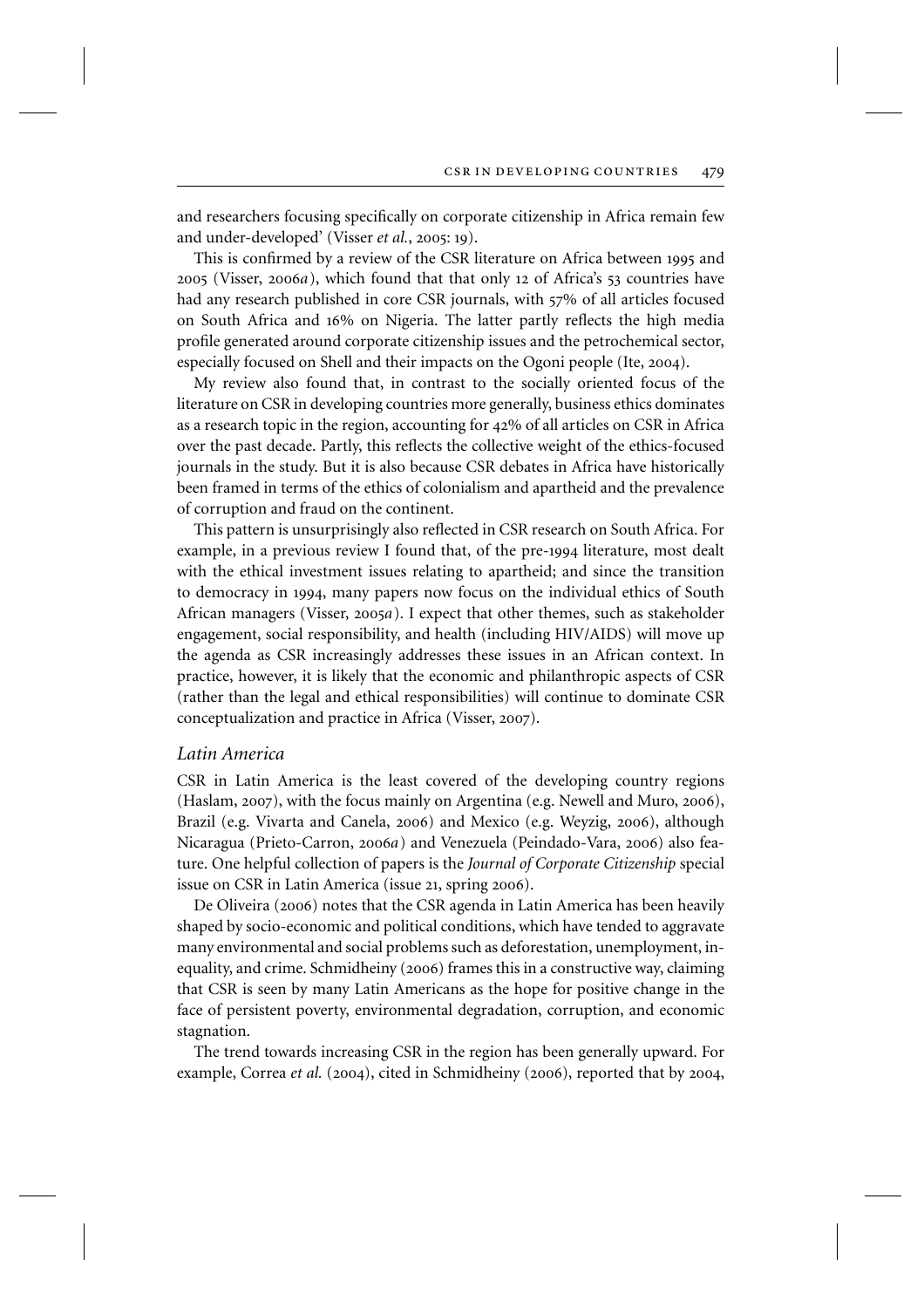and researchers focusing specifically on corporate citizenship in Africa remain few and under-developed' (Visser *et al.*, 2005: 19).

This is confirmed by a review of the CSR literature on Africa between 1995 and 2005 (Visser, 2006*a*), which found that that only 12 of Africa's 53 countries have had any research published in core CSR journals, with 57% of all articles focused on South Africa and 16% on Nigeria. The latter partly reflects the high media profile generated around corporate citizenship issues and the petrochemical sector, especially focused on Shell and their impacts on the Ogoni people (Ite, 2004).

My review also found that, in contrast to the socially oriented focus of the literature on CSR in developing countries more generally, business ethics dominates as a research topic in the region, accounting for 42% of all articles on CSR in Africa over the past decade. Partly, this reflects the collective weight of the ethics-focused journals in the study. But it is also because CSR debates in Africa have historically been framed in terms of the ethics of colonialism and apartheid and the prevalence of corruption and fraud on the continent.

This pattern is unsurprisingly also reflected in CSR research on South Africa. For example, in a previous review I found that, of the pre-1994 literature, most dealt with the ethical investment issues relating to apartheid; and since the transition to democracy in 1994, many papers now focus on the individual ethics of South African managers (Visser, 2005*a*). I expect that other themes, such as stakeholder engagement, social responsibility, and health (including HIV/AIDS) will move up the agenda as CSR increasingly addresses these issues in an African context. In practice, however, it is likely that the economic and philanthropic aspects of CSR (rather than the legal and ethical responsibilities) will continue to dominate CSR conceptualization and practice in Africa (Visser, 2007).

### *Latin America*

CSR in Latin America is the least covered of the developing country regions (Haslam, 2007), with the focus mainly on Argentina (e.g. Newell and Muro, 2006), Brazil (e.g. Vivarta and Canela, 2006) and Mexico (e.g. Weyzig, 2006), although Nicaragua (Prieto-Carron, 2006*a*) and Venezuela (Peindado-Vara, 2006) also feature. One helpful collection of papers is the *Journal of Corporate Citizenship* special issue on CSR in Latin America (issue 21, spring 2006).

De Oliveira (2006) notes that the CSR agenda in Latin America has been heavily shaped by socio-economic and political conditions, which have tended to aggravate many environmental and social problems such as deforestation, unemployment, inequality, and crime. Schmidheiny (2006) frames this in a constructive way, claiming that CSR is seen by many Latin Americans as the hope for positive change in the face of persistent poverty, environmental degradation, corruption, and economic stagnation.

The trend towards increasing CSR in the region has been generally upward. For example, Correa *et al.* (2004), cited in Schmidheiny (2006), reported that by 2004,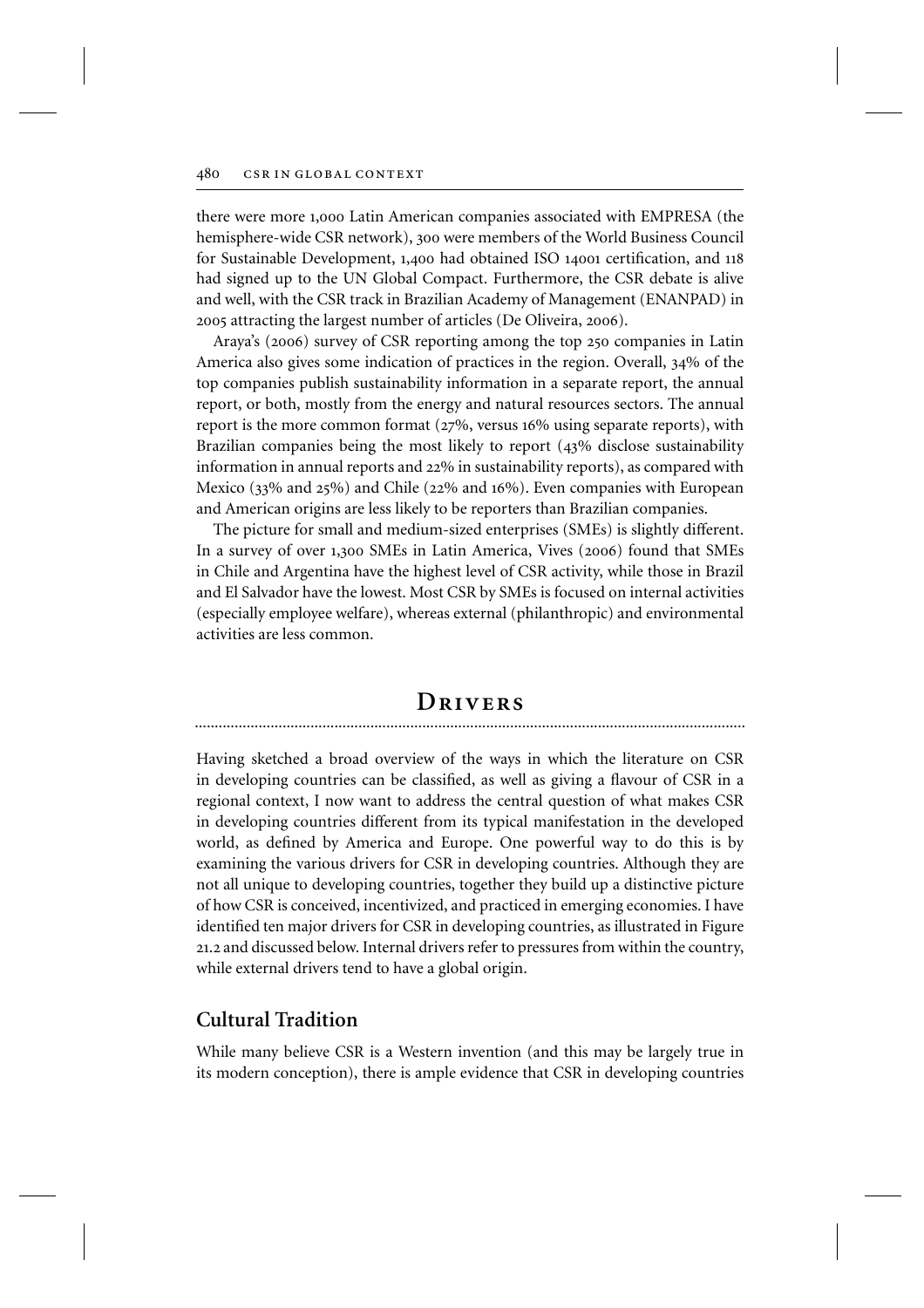there were more 1,000 Latin American companies associated with EMPRESA (the hemisphere-wide CSR network), 300 were members of the World Business Council for Sustainable Development, 1,400 had obtained ISO 14001 certification, and 118 had signed up to the UN Global Compact. Furthermore, the CSR debate is alive and well, with the CSR track in Brazilian Academy of Management (ENANPAD) in 2005 attracting the largest number of articles (De Oliveira, 2006).

Araya's (2006) survey of CSR reporting among the top 250 companies in Latin America also gives some indication of practices in the region. Overall, 34% of the top companies publish sustainability information in a separate report, the annual report, or both, mostly from the energy and natural resources sectors. The annual report is the more common format (27%, versus 16% using separate reports), with Brazilian companies being the most likely to report (43% disclose sustainability information in annual reports and 22% in sustainability reports), as compared with Mexico (33% and 25%) and Chile (22% and 16%). Even companies with European and American origins are less likely to be reporters than Brazilian companies.

The picture for small and medium-sized enterprises (SMEs) is slightly different. In a survey of over 1,300 SMEs in Latin America, Vives (2006) found that SMEs in Chile and Argentina have the highest level of CSR activity, while those in Brazil and El Salvador have the lowest. Most CSR by SMEs is focused on internal activities (especially employee welfare), whereas external (philanthropic) and environmental activities are less common.

## Drivers

Having sketched a broad overview of the ways in which the literature on CSR in developing countries can be classified, as well as giving a flavour of CSR in a regional context, I now want to address the central question of what makes CSR in developing countries different from its typical manifestation in the developed world, as defined by America and Europe. One powerful way to do this is by examining the various drivers for CSR in developing countries. Although they are not all unique to developing countries, together they build up a distinctive picture of how CSR is conceived, incentivized, and practiced in emerging economies. I have identified ten major drivers for CSR in developing countries, as illustrated in Figure 21.2 and discussed below. Internal drivers refer to pressures from within the country, while external drivers tend to have a global origin.

### Cultural Tradition

While many believe CSR is a Western invention (and this may be largely true in its modern conception), there is ample evidence that CSR in developing countries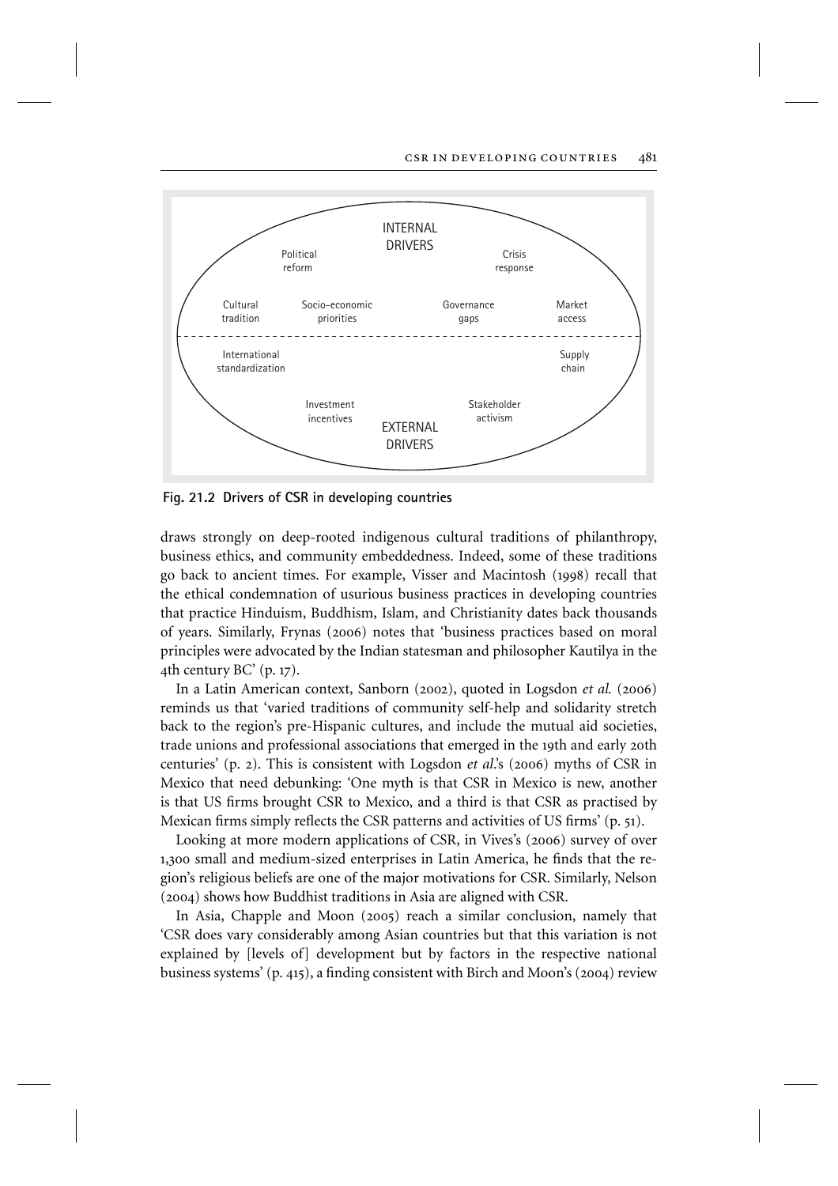INTERNAL DRIVERS

Political reform

Crisis response

Cultural tradition

Socio-economic priorities

Governance gaps

Market access

International standardization

Supply chain

Investment incentives

Stakeholder activism

EXTERNAL DRIVERS

**Fig. 21.2 Drivers of CSR in developing countries**

draws strongly on deep-rooted indigenous cultural traditions of philanthropy, business ethics, and community embeddedness. Indeed, some of these traditions go back to ancient times. For example, Visser and Macintosh (1998) recall that the ethical condemnation of usurious business practices in developing countries that practice Hinduism, Buddhism, Islam, and Christianity dates back thousands of years. Similarly, Frynas (2006) notes that 'business practices based on moral principles were advocated by the Indian statesman and philosopher Kautilya in the 4th century BC' (p. 17).

In a Latin American context, Sanborn (2002), quoted in Logsdon *et al.* (2006) reminds us that 'varied traditions of community self-help and solidarity stretch back to the region's pre-Hispanic cultures, and include the mutual aid societies, trade unions and professional associations that emerged in the 19th and early 20th centuries' (p. 2). This is consistent with Logsdon *et al.*'s (2006) myths of CSR in Mexico that need debunking: 'One myth is that CSR in Mexico is new, another is that US firms brought CSR to Mexico, and a third is that CSR as practised by Mexican firms simply reflects the CSR patterns and activities of US firms' (p. 51).

Looking at more modern applications of CSR, in Vives's (2006) survey of over 1,300 small and medium-sized enterprises in Latin America, he finds that the region's religious beliefs are one of the major motivations for CSR. Similarly, Nelson (2004) shows how Buddhist traditions in Asia are aligned with CSR.

In Asia, Chapple and Moon (2005) reach a similar conclusion, namely that 'CSR does vary considerably among Asian countries but that this variation is not explained by [levels of] development but by factors in the respective national business systems' (p. 415), a finding consistent with Birch and Moon's (2004) review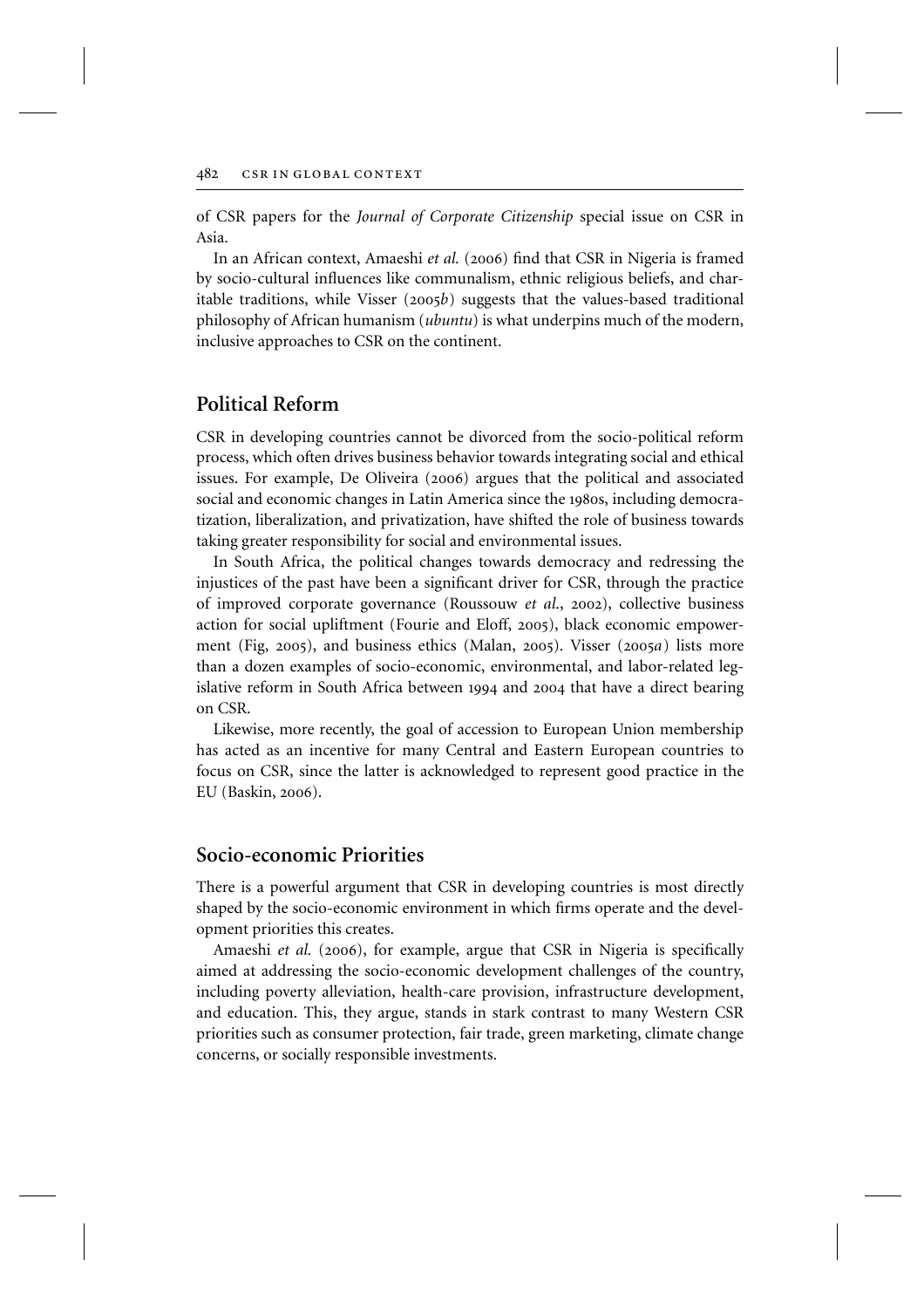of CSR papers for the *Journal of Corporate Citizenship* special issue on CSR in Asia.

In an African context, Amaeshi *et al.* (2006) find that CSR in Nigeria is framed by socio-cultural influences like communalism, ethnic religious beliefs, and charitable traditions, while Visser (2005*b*) suggests that the values-based traditional philosophy of African humanism (*ubuntu*) is what underpins much of the modern, inclusive approaches to CSR on the continent.

## Political Reform

CSR in developing countries cannot be divorced from the socio-political reform process, which often drives business behavior towards integrating social and ethical issues. For example, De Oliveira (2006) argues that the political and associated social and economic changes in Latin America since the 1980s, including democratization, liberalization, and privatization, have shifted the role of business towards taking greater responsibility for social and environmental issues.

In South Africa, the political changes towards democracy and redressing the injustices of the past have been a significant driver for CSR, through the practice of improved corporate governance (Roussouw *et al.*, 2002), collective business action for social upliftment (Fourie and Eloff, 2005), black economic empowerment (Fig, 2005), and business ethics (Malan, 2005). Visser (2005*a*) lists more than a dozen examples of socio-economic, environmental, and labor-related legislative reform in South Africa between 1994 and 2004 that have a direct bearing on CSR.

Likewise, more recently, the goal of accession to European Union membership has acted as an incentive for many Central and Eastern European countries to focus on CSR, since the latter is acknowledged to represent good practice in the EU (Baskin, 2006).

## Socio-economic Priorities

There is a powerful argument that CSR in developing countries is most directly shaped by the socio-economic environment in which firms operate and the development priorities this creates.

Amaeshi *et al.* (2006), for example, argue that CSR in Nigeria is specifically aimed at addressing the socio-economic development challenges of the country, including poverty alleviation, health-care provision, infrastructure development, and education. This, they argue, stands in stark contrast to many Western CSR priorities such as consumer protection, fair trade, green marketing, climate change concerns, or socially responsible investments.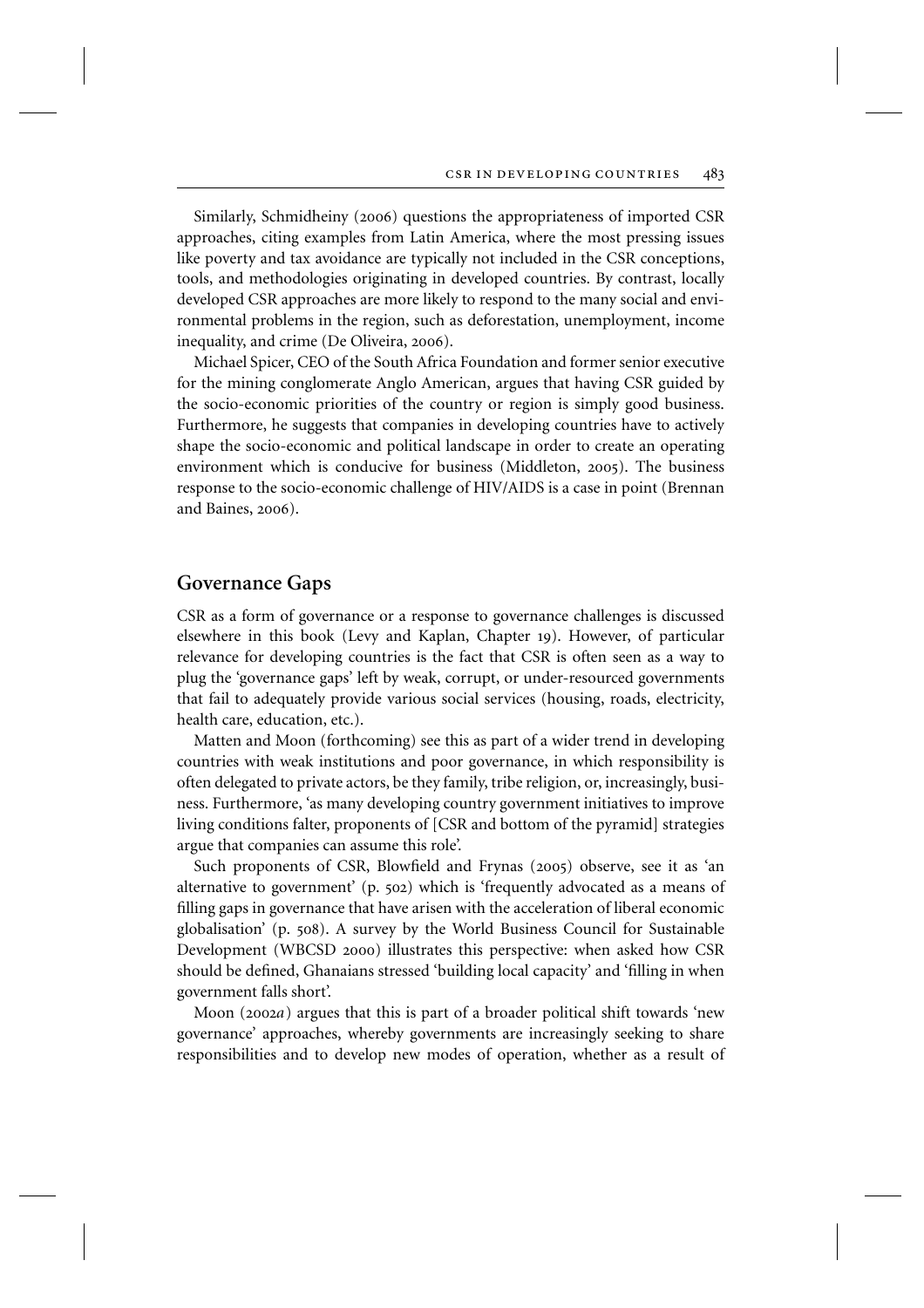Similarly, Schmidheiny (2006) questions the appropriateness of imported CSR approaches, citing examples from Latin America, where the most pressing issues like poverty and tax avoidance are typically not included in the CSR conceptions, tools, and methodologies originating in developed countries. By contrast, locally developed CSR approaches are more likely to respond to the many social and environmental problems in the region, such as deforestation, unemployment, income inequality, and crime (De Oliveira, 2006).

Michael Spicer, CEO of the South Africa Foundation and former senior executive for the mining conglomerate Anglo American, argues that having CSR guided by the socio-economic priorities of the country or region is simply good business. Furthermore, he suggests that companies in developing countries have to actively shape the socio-economic and political landscape in order to create an operating environment which is conducive for business (Middleton, 2005). The business response to the socio-economic challenge of HIV/AIDS is a case in point (Brennan and Baines, 2006).

## Governance Gaps

CSR as a form of governance or a response to governance challenges is discussed elsewhere in this book (Levy and Kaplan, Chapter 19). However, of particular relevance for developing countries is the fact that CSR is often seen as a way to plug the 'governance gaps' left by weak, corrupt, or under-resourced governments that fail to adequately provide various social services (housing, roads, electricity, health care, education, etc.).

Matten and Moon (forthcoming) see this as part of a wider trend in developing countries with weak institutions and poor governance, in which responsibility is often delegated to private actors, be they family, tribe religion, or, increasingly, business. Furthermore, 'as many developing country government initiatives to improve living conditions falter, proponents of [CSR and bottom of the pyramid] strategies argue that companies can assume this role'.

Such proponents of CSR, Blowfield and Frynas (2005) observe, see it as 'an alternative to government' (p. 502) which is 'frequently advocated as a means of filling gaps in governance that have arisen with the acceleration of liberal economic globalisation' (p. 508). A survey by the World Business Council for Sustainable Development (WBCSD 2000) illustrates this perspective: when asked how CSR should be defined, Ghanaians stressed 'building local capacity' and 'filling in when government falls short'.

Moon (2002*a*) argues that this is part of a broader political shift towards 'new governance' approaches, whereby governments are increasingly seeking to share responsibilities and to develop new modes of operation, whether as a result of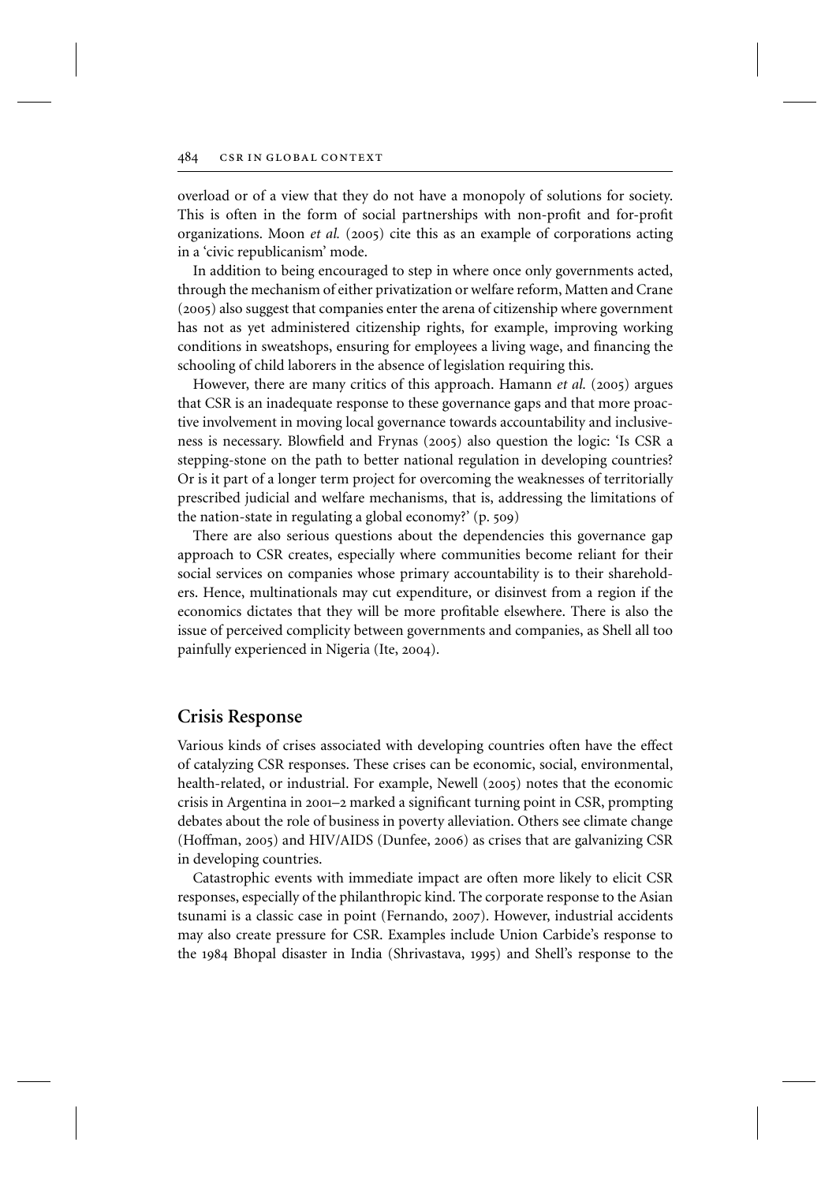overload or of a view that they do not have a monopoly of solutions for society. This is often in the form of social partnerships with non-profit and for-profit organizations. Moon *et al.* (2005) cite this as an example of corporations acting in a 'civic republicanism' mode.

In addition to being encouraged to step in where once only governments acted, through the mechanism of either privatization or welfare reform, Matten and Crane (2005) also suggest that companies enter the arena of citizenship where government has not as yet administered citizenship rights, for example, improving working conditions in sweatshops, ensuring for employees a living wage, and financing the schooling of child laborers in the absence of legislation requiring this.

However, there are many critics of this approach. Hamann *et al.* (2005) argues that CSR is an inadequate response to these governance gaps and that more proactive involvement in moving local governance towards accountability and inclusiveness is necessary. Blowfield and Frynas (2005) also question the logic: 'Is CSR a stepping-stone on the path to better national regulation in developing countries? Or is it part of a longer term project for overcoming the weaknesses of territorially prescribed judicial and welfare mechanisms, that is, addressing the limitations of the nation-state in regulating a global economy?' (p. 509)

There are also serious questions about the dependencies this governance gap approach to CSR creates, especially where communities become reliant for their social services on companies whose primary accountability is to their shareholders. Hence, multinationals may cut expenditure, or disinvest from a region if the economics dictates that they will be more profitable elsewhere. There is also the issue of perceived complicity between governments and companies, as Shell all too painfully experienced in Nigeria (Ite, 2004).

## Crisis Response

Various kinds of crises associated with developing countries often have the effect of catalyzing CSR responses. These crises can be economic, social, environmental, health-related, or industrial. For example, Newell (2005) notes that the economic crisis in Argentina in 2001–2 marked a significant turning point in CSR, prompting debates about the role of business in poverty alleviation. Others see climate change (Hoffman, 2005) and HIV/AIDS (Dunfee, 2006) as crises that are galvanizing CSR in developing countries.

Catastrophic events with immediate impact are often more likely to elicit CSR responses, especially of the philanthropic kind. The corporate response to the Asian tsunami is a classic case in point (Fernando, 2007). However, industrial accidents may also create pressure for CSR. Examples include Union Carbide's response to the 1984 Bhopal disaster in India (Shrivastava, 1995) and Shell's response to the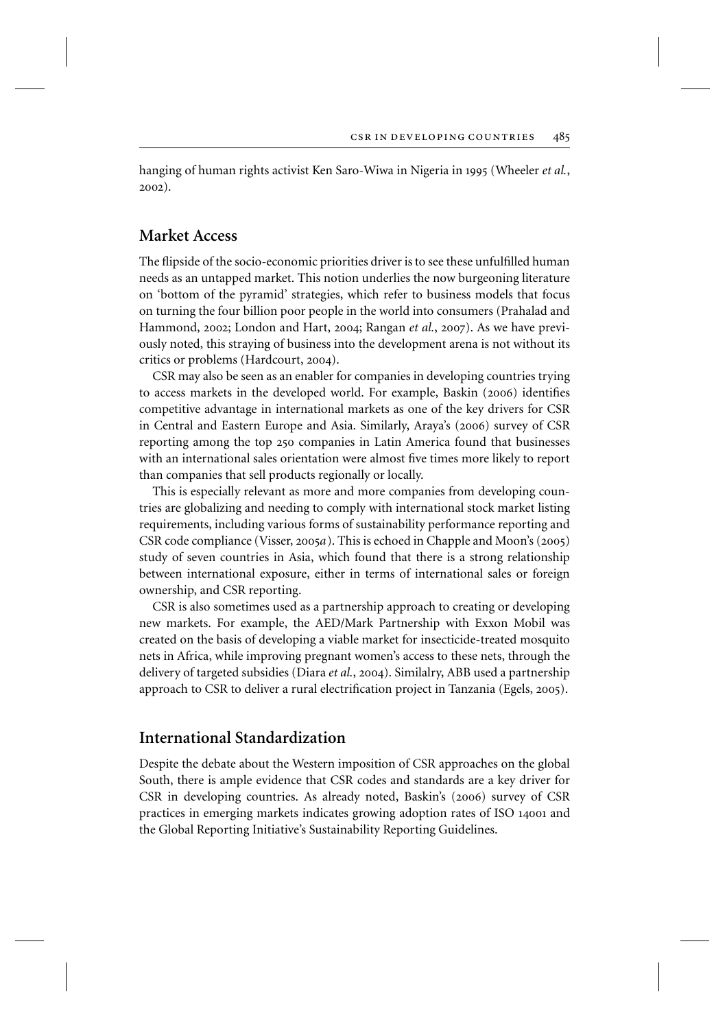hanging of human rights activist Ken Saro-Wiwa in Nigeria in 1995 (Wheeler *et al.*, 2002).

## Market Access

The flipside of the socio-economic priorities driver is to see these unfulfilled human needs as an untapped market. This notion underlies the now burgeoning literature on 'bottom of the pyramid' strategies, which refer to business models that focus on turning the four billion poor people in the world into consumers (Prahalad and Hammond, 2002; London and Hart, 2004; Rangan *et al.*, 2007). As we have previously noted, this straying of business into the development arena is not without its critics or problems (Hardcourt, 2004).

CSR may also be seen as an enabler for companies in developing countries trying to access markets in the developed world. For example, Baskin (2006) identifies competitive advantage in international markets as one of the key drivers for CSR in Central and Eastern Europe and Asia. Similarly, Araya's (2006) survey of CSR reporting among the top 250 companies in Latin America found that businesses with an international sales orientation were almost five times more likely to report than companies that sell products regionally or locally.

This is especially relevant as more and more companies from developing countries are globalizing and needing to comply with international stock market listing requirements, including various forms of sustainability performance reporting and CSR code compliance (Visser, 2005*a*). This is echoed in Chapple and Moon's (2005) study of seven countries in Asia, which found that there is a strong relationship between international exposure, either in terms of international sales or foreign ownership, and CSR reporting.

CSR is also sometimes used as a partnership approach to creating or developing new markets. For example, the AED/Mark Partnership with Exxon Mobil was created on the basis of developing a viable market for insecticide-treated mosquito nets in Africa, while improving pregnant women's access to these nets, through the delivery of targeted subsidies (Diara *et al.*, 2004). Similalry, ABB used a partnership approach to CSR to deliver a rural electrification project in Tanzania (Egels, 2005).

## International Standardization

Despite the debate about the Western imposition of CSR approaches on the global South, there is ample evidence that CSR codes and standards are a key driver for CSR in developing countries. As already noted, Baskin's (2006) survey of CSR practices in emerging markets indicates growing adoption rates of ISO 14001 and the Global Reporting Initiative's Sustainability Reporting Guidelines.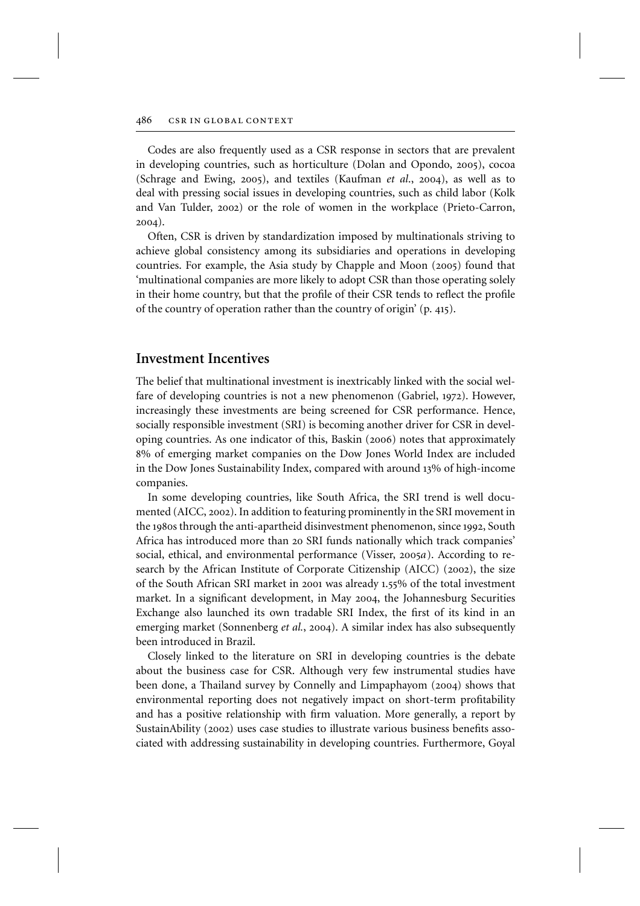Codes are also frequently used as a CSR response in sectors that are prevalent in developing countries, such as horticulture (Dolan and Opondo, 2005), cocoa (Schrage and Ewing, 2005), and textiles (Kaufman *et al*., 2004), as well as to deal with pressing social issues in developing countries, such as child labor (Kolk and Van Tulder, 2002) or the role of women in the workplace (Prieto-Carron, 2004).

Often, CSR is driven by standardization imposed by multinationals striving to achieve global consistency among its subsidiaries and operations in developing countries. For example, the Asia study by Chapple and Moon (2005) found that 'multinational companies are more likely to adopt CSR than those operating solely in their home country, but that the profile of their CSR tends to reflect the profile of the country of operation rather than the country of origin' (p. 415).

## Investment Incentives

The belief that multinational investment is inextricably linked with the social welfare of developing countries is not a new phenomenon (Gabriel, 1972). However, increasingly these investments are being screened for CSR performance. Hence, socially responsible investment (SRI) is becoming another driver for CSR in developing countries. As one indicator of this, Baskin (2006) notes that approximately 8% of emerging market companies on the Dow Jones World Index are included in the Dow Jones Sustainability Index, compared with around 13% of high-income companies.

In some developing countries, like South Africa, the SRI trend is well documented (AICC, 2002). In addition to featuring prominently in the SRI movement in the 1980s through the anti-apartheid disinvestment phenomenon, since 1992, South Africa has introduced more than 20 SRI funds nationally which track companies' social, ethical, and environmental performance (Visser, 2005*a*). According to research by the African Institute of Corporate Citizenship (AICC) (2002), the size of the South African SRI market in 2001 was already 1.55% of the total investment market. In a significant development, in May 2004, the Johannesburg Securities Exchange also launched its own tradable SRI Index, the first of its kind in an emerging market (Sonnenberg *et al*., 2004). A similar index has also subsequently been introduced in Brazil.

Closely linked to the literature on SRI in developing countries is the debate about the business case for CSR. Although very few instrumental studies have been done, a Thailand survey by Connelly and Limpaphayom (2004) shows that environmental reporting does not negatively impact on short-term profitability and has a positive relationship with firm valuation. More generally, a report by SustainAbility (2002) uses case studies to illustrate various business benefits associated with addressing sustainability in developing countries. Furthermore, Goyal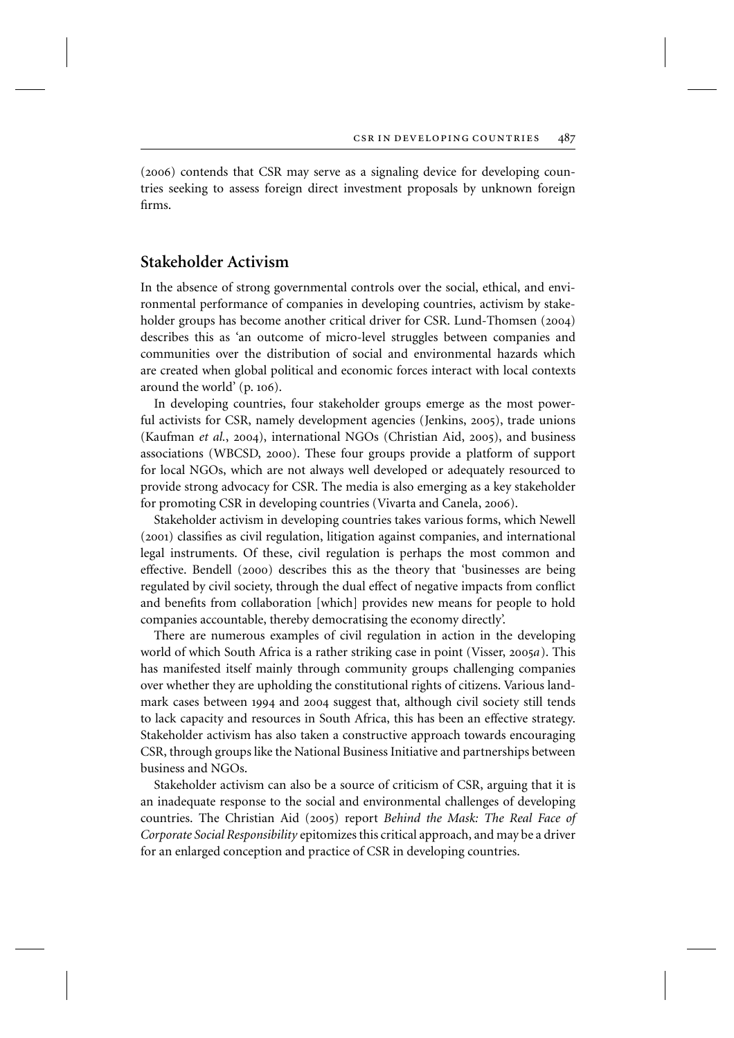(2006) contends that CSR may serve as a signaling device for developing countries seeking to assess foreign direct investment proposals by unknown foreign firms.

## Stakeholder Activism

In the absence of strong governmental controls over the social, ethical, and environmental performance of companies in developing countries, activism by stakeholder groups has become another critical driver for CSR. Lund-Thomsen (2004) describes this as 'an outcome of micro-level struggles between companies and communities over the distribution of social and environmental hazards which are created when global political and economic forces interact with local contexts around the world' (p. 106).

In developing countries, four stakeholder groups emerge as the most powerful activists for CSR, namely development agencies (Jenkins, 2005), trade unions (Kaufman *et al.*, 2004), international NGOs (Christian Aid, 2005), and business associations (WBCSD, 2000). These four groups provide a platform of support for local NGOs, which are not always well developed or adequately resourced to provide strong advocacy for CSR. The media is also emerging as a key stakeholder for promoting CSR in developing countries (Vivarta and Canela, 2006).

Stakeholder activism in developing countries takes various forms, which Newell (2001) classifies as civil regulation, litigation against companies, and international legal instruments. Of these, civil regulation is perhaps the most common and effective. Bendell (2000) describes this as the theory that 'businesses are being regulated by civil society, through the dual effect of negative impacts from conflict and benefits from collaboration [which] provides new means for people to hold companies accountable, thereby democratising the economy directly'.

There are numerous examples of civil regulation in action in the developing world of which South Africa is a rather striking case in point (Visser, 2005*a*). This has manifested itself mainly through community groups challenging companies over whether they are upholding the constitutional rights of citizens. Various landmark cases between 1994 and 2004 suggest that, although civil society still tends to lack capacity and resources in South Africa, this has been an effective strategy. Stakeholder activism has also taken a constructive approach towards encouraging CSR, through groups like the National Business Initiative and partnerships between business and NGOs.

Stakeholder activism can also be a source of criticism of CSR, arguing that it is an inadequate response to the social and environmental challenges of developing countries. The Christian Aid (2005) report *Behind the Mask: The Real Face of Corporate Social Responsibility* epitomizes this critical approach, and may be a driver for an enlarged conception and practice of CSR in developing countries.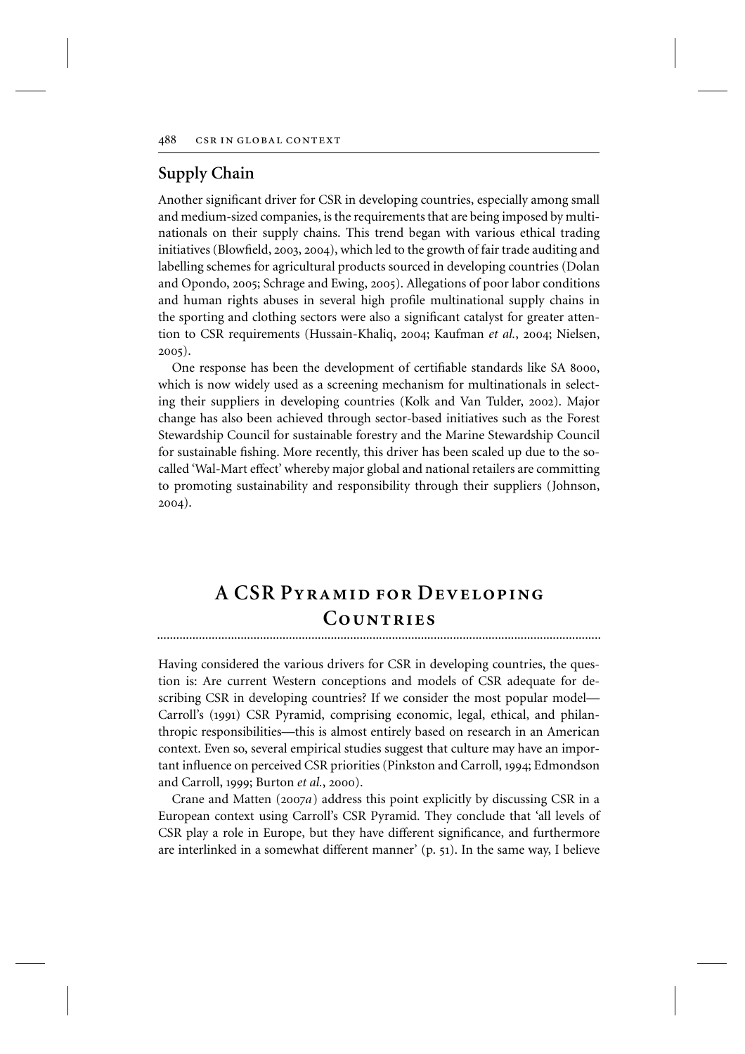## Supply Chain

Another significant driver for CSR in developing countries, especially among small and medium-sized companies, is the requirements that are being imposed by multinationals on their supply chains. This trend began with various ethical trading initiatives (Blowfield, 2003, 2004), which led to the growth of fair trade auditing and labelling schemes for agricultural products sourced in developing countries (Dolan and Opondo, 2005; Schrage and Ewing, 2005). Allegations of poor labor conditions and human rights abuses in several high profile multinational supply chains in the sporting and clothing sectors were also a significant catalyst for greater attention to CSR requirements (Hussain-Khaliq, 2004; Kaufman *et al.*, 2004; Nielsen, 2005).

One response has been the development of certifiable standards like SA 8000, which is now widely used as a screening mechanism for multinationals in selecting their suppliers in developing countries (Kolk and Van Tulder, 2002). Major change has also been achieved through sector-based initiatives such as the Forest Stewardship Council for sustainable forestry and the Marine Stewardship Council for sustainable fishing. More recently, this driver has been scaled up due to the so-called 'Wal-Mart effect' whereby major global and national retailers are committing to promoting sustainability and responsibility through their suppliers (Johnson, 2004).

# A CSR Pyramid for Developing Countries

Having considered the various drivers for CSR in developing countries, the question is: Are current Western conceptions and models of CSR adequate for describing CSR in developing countries? If we consider the most popular model—Carroll's (1991) CSR Pyramid, comprising economic, legal, ethical, and philanthropic responsibilities—this is almost entirely based on research in an American context. Even so, several empirical studies suggest that culture may have an important influence on perceived CSR priorities (Pinkston and Carroll, 1994; Edmondson and Carroll, 1999; Burton *et al.*, 2000).

Crane and Matten (2007*a*) address this point explicitly by discussing CSR in a European context using Carroll's CSR Pyramid. They conclude that 'all levels of CSR play a role in Europe, but they have different significance, and furthermore are interlinked in a somewhat different manner' (p. 51). In the same way, I believe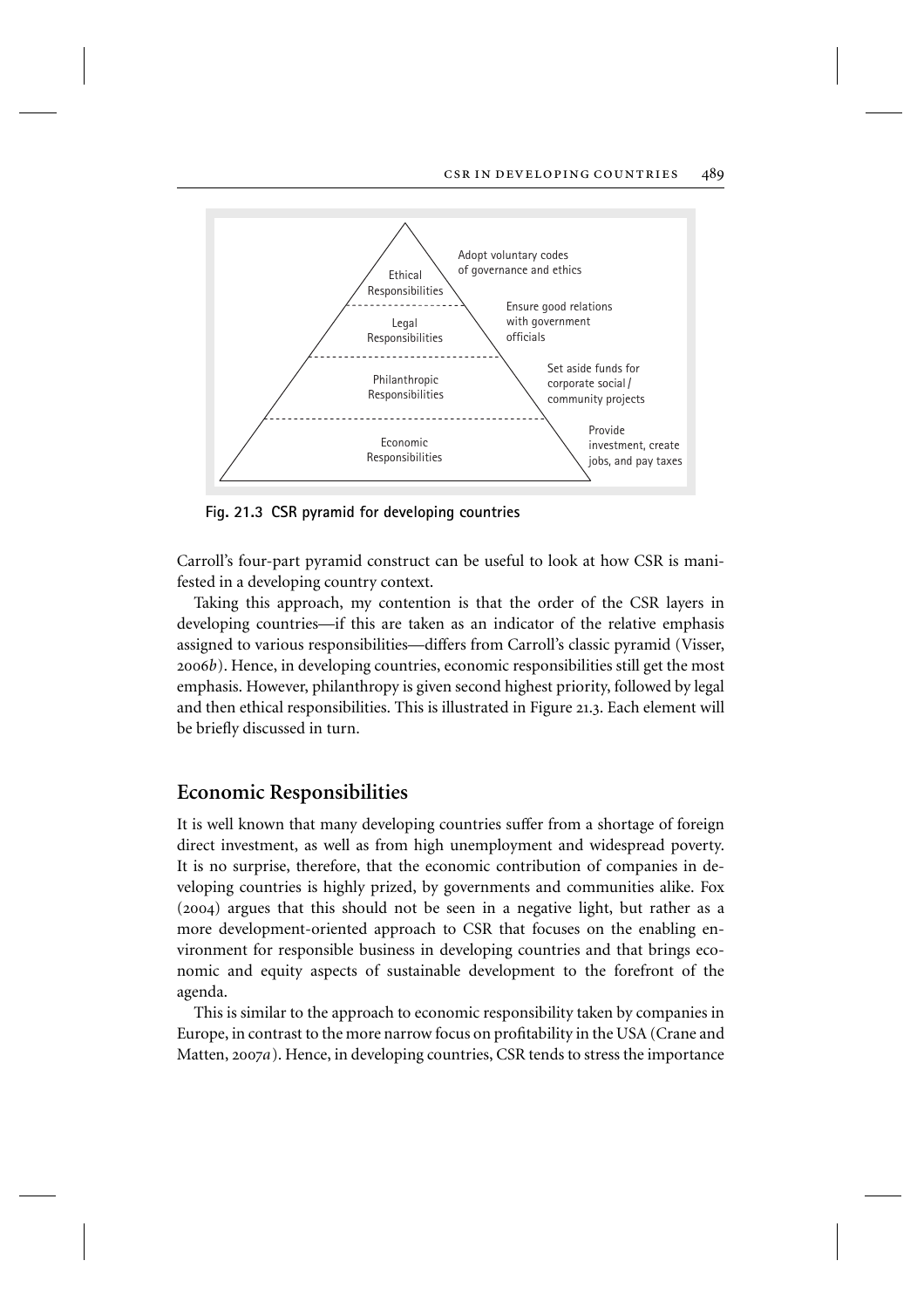Fig. 21.3 CSR pyramid for developing countries

Carroll's four-part pyramid construct can be useful to look at how CSR is manifested in a developing country context.

Taking this approach, my contention is that the order of the CSR layers in developing countries—if this are taken as an indicator of the relative emphasis assigned to various responsibilities—differs from Carroll's classic pyramid (Visser, 2006*b*). Hence, in developing countries, economic responsibilities still get the most emphasis. However, philanthropy is given second highest priority, followed by legal and then ethical responsibilities. This is illustrated in Figure 21.3. Each element will be briefly discussed in turn.

## Economic Responsibilities

It is well known that many developing countries suffer from a shortage of foreign direct investment, as well as from high unemployment and widespread poverty. It is no surprise, therefore, that the economic contribution of companies in developing countries is highly prized, by governments and communities alike. Fox (2004) argues that this should not be seen in a negative light, but rather as a more development-oriented approach to CSR that focuses on the enabling environment for responsible business in developing countries and that brings economic and equity aspects of sustainable development to the forefront of the agenda.

This is similar to the approach to economic responsibility taken by companies in Europe, in contrast to the more narrow focus on profitability in the USA (Crane and Matten, 2007*a*). Hence, in developing countries, CSR tends to stress the importance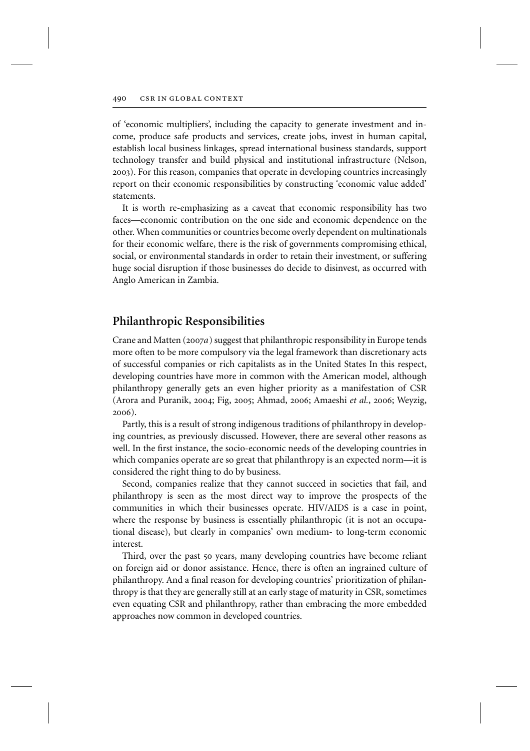of 'economic multipliers', including the capacity to generate investment and income, produce safe products and services, create jobs, invest in human capital, establish local business linkages, spread international business standards, support technology transfer and build physical and institutional infrastructure (Nelson, 2003). For this reason, companies that operate in developing countries increasingly report on their economic responsibilities by constructing 'economic value added' statements.

It is worth re-emphasizing as a caveat that economic responsibility has two faces—economic contribution on the one side and economic dependence on the other. When communities or countries become overly dependent on multinationals for their economic welfare, there is the risk of governments compromising ethical, social, or environmental standards in order to retain their investment, or suffering huge social disruption if those businesses do decide to disinvest, as occurred with Anglo American in Zambia.

## Philanthropic Responsibilities

Crane and Matten (2007*a*) suggest that philanthropic responsibility in Europe tends more often to be more compulsory via the legal framework than discretionary acts of successful companies or rich capitalists as in the United States In this respect, developing countries have more in common with the American model, although philanthropy generally gets an even higher priority as a manifestation of CSR (Arora and Puranik, 2004; Fig, 2005; Ahmad, 2006; Amaeshi *et al.*, 2006; Weyzig, 2006).

Partly, this is a result of strong indigenous traditions of philanthropy in developing countries, as previously discussed. However, there are several other reasons as well. In the first instance, the socio-economic needs of the developing countries in which companies operate are so great that philanthropy is an expected norm—it is considered the right thing to do by business.

Second, companies realize that they cannot succeed in societies that fail, and philanthropy is seen as the most direct way to improve the prospects of the communities in which their businesses operate. HIV/AIDS is a case in point, where the response by business is essentially philanthropic (it is not an occupational disease), but clearly in companies' own medium- to long-term economic interest.

Third, over the past 50 years, many developing countries have become reliant on foreign aid or donor assistance. Hence, there is often an ingrained culture of philanthropy. And a final reason for developing countries' prioritization of philanthropy is that they are generally still at an early stage of maturity in CSR, sometimes even equating CSR and philanthropy, rather than embracing the more embedded approaches now common in developed countries.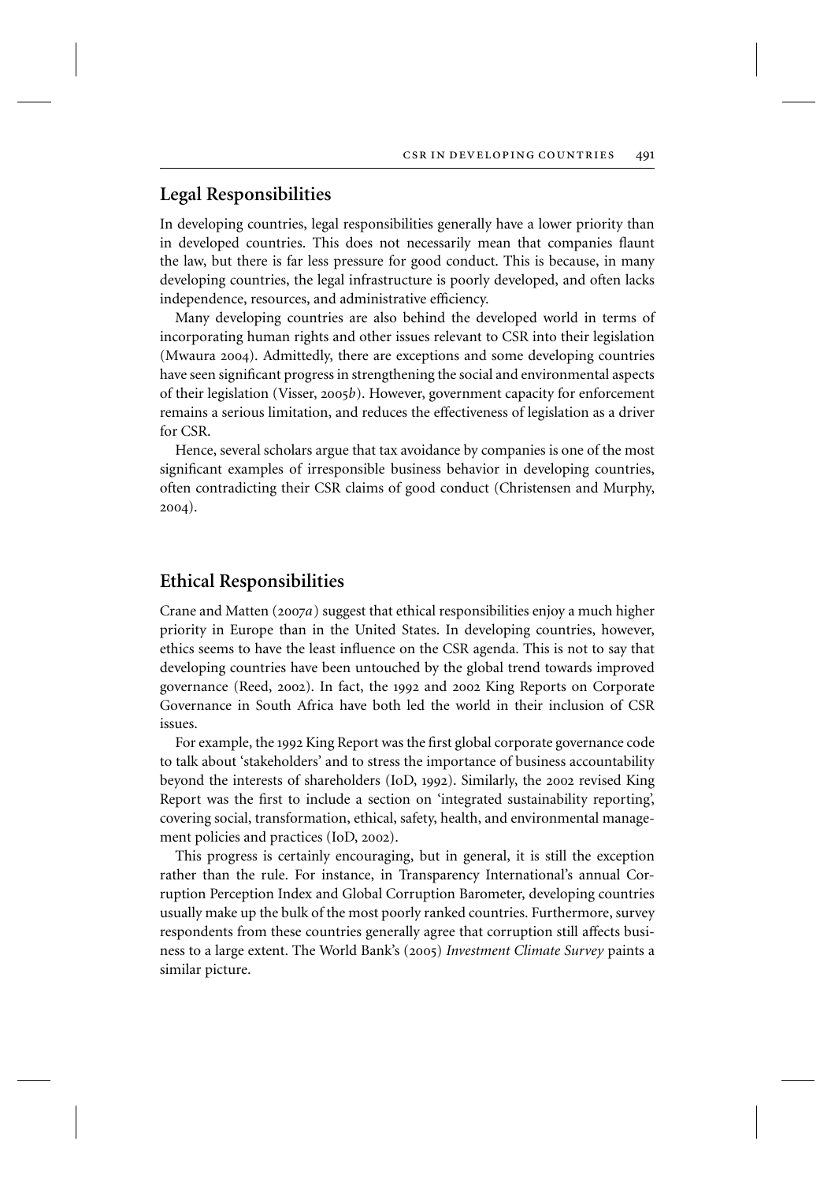## Legal Responsibilities

In developing countries, legal responsibilities generally have a lower priority than in developed countries. This does not necessarily mean that companies flaunt the law, but there is far less pressure for good conduct. This is because, in many developing countries, the legal infrastructure is poorly developed, and often lacks independence, resources, and administrative efficiency.

Many developing countries are also behind the developed world in terms of incorporating human rights and other issues relevant to CSR into their legislation (Mwaura 2004). Admittedly, there are exceptions and some developing countries have seen significant progress in strengthening the social and environmental aspects of their legislation (Visser, 2005*b*). However, government capacity for enforcement remains a serious limitation, and reduces the effectiveness of legislation as a driver for CSR.

Hence, several scholars argue that tax avoidance by companies is one of the most significant examples of irresponsible business behavior in developing countries, often contradicting their CSR claims of good conduct (Christensen and Murphy, 2004).

## Ethical Responsibilities

Crane and Matten (2007*a*) suggest that ethical responsibilities enjoy a much higher priority in Europe than in the United States. In developing countries, however, ethics seems to have the least influence on the CSR agenda. This is not to say that developing countries have been untouched by the global trend towards improved governance (Reed, 2002). In fact, the 1992 and 2002 King Reports on Corporate Governance in South Africa have both led the world in their inclusion of CSR issues.

For example, the 1992 King Report was the first global corporate governance code to talk about 'stakeholders' and to stress the importance of business accountability beyond the interests of shareholders (IoD, 1992). Similarly, the 2002 revised King Report was the first to include a section on 'integrated sustainability reporting', covering social, transformation, ethical, safety, health, and environmental management policies and practices (IoD, 2002).

This progress is certainly encouraging, but in general, it is still the exception rather than the rule. For instance, in Transparency International's annual Corruption Perception Index and Global Corruption Barometer, developing countries usually make up the bulk of the most poorly ranked countries. Furthermore, survey respondents from these countries generally agree that corruption still affects business to a large extent. The World Bank's (2005) *Investment Climate Survey* paints a similar picture.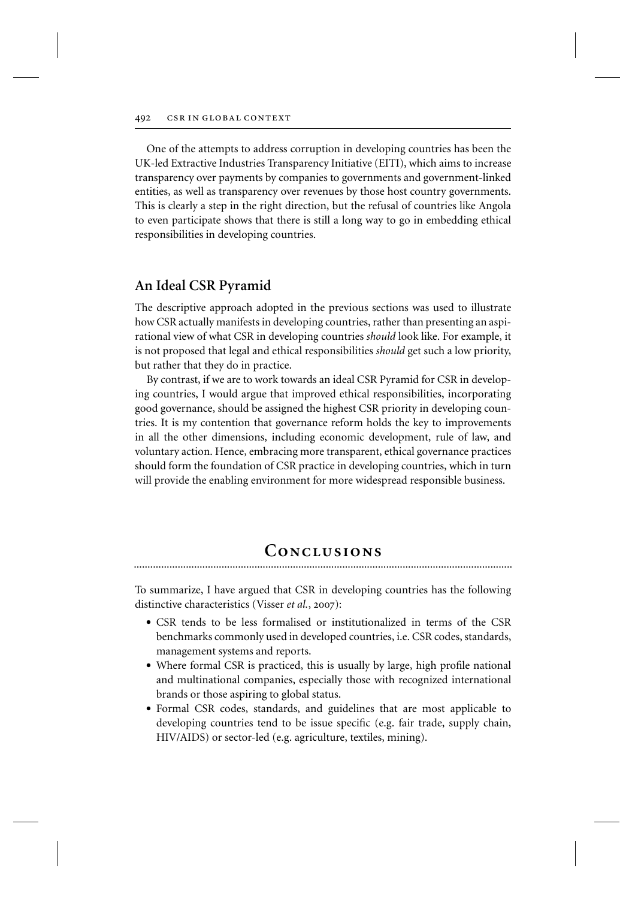One of the attempts to address corruption in developing countries has been the UK-led Extractive Industries Transparency Initiative (EITI), which aims to increase transparency over payments by companies to governments and government-linked entities, as well as transparency over revenues by those host country governments. This is clearly a step in the right direction, but the refusal of countries like Angola to even participate shows that there is still a long way to go in embedding ethical responsibilities in developing countries.

## An Ideal CSR Pyramid

The descriptive approach adopted in the previous sections was used to illustrate how CSR actually manifests in developing countries, rather than presenting an aspirational view of what CSR in developing countries *should* look like. For example, it is not proposed that legal and ethical responsibilities *should* get such a low priority, but rather that they do in practice.

By contrast, if we are to work towards an ideal CSR Pyramid for CSR in developing countries, I would argue that improved ethical responsibilities, incorporating good governance, should be assigned the highest CSR priority in developing countries. It is my contention that governance reform holds the key to improvements in all the other dimensions, including economic development, rule of law, and voluntary action. Hence, embracing more transparent, ethical governance practices should form the foundation of CSR practice in developing countries, which in turn will provide the enabling environment for more widespread responsible business.

# Conclusions

To summarize, I have argued that CSR in developing countries has the following distinctive characteristics (Visser *et al.*, 2007):

- CSR tends to be less formalised or institutionalized in terms of the CSR benchmarks commonly used in developed countries, i.e. CSR codes, standards, management systems and reports.
- Where formal CSR is practiced, this is usually by large, high profile national and multinational companies, especially those with recognized international brands or those aspiring to global status.
- Formal CSR codes, standards, and guidelines that are most applicable to developing countries tend to be issue specific (e.g. fair trade, supply chain, HIV/AIDS) or sector-led (e.g. agriculture, textiles, mining).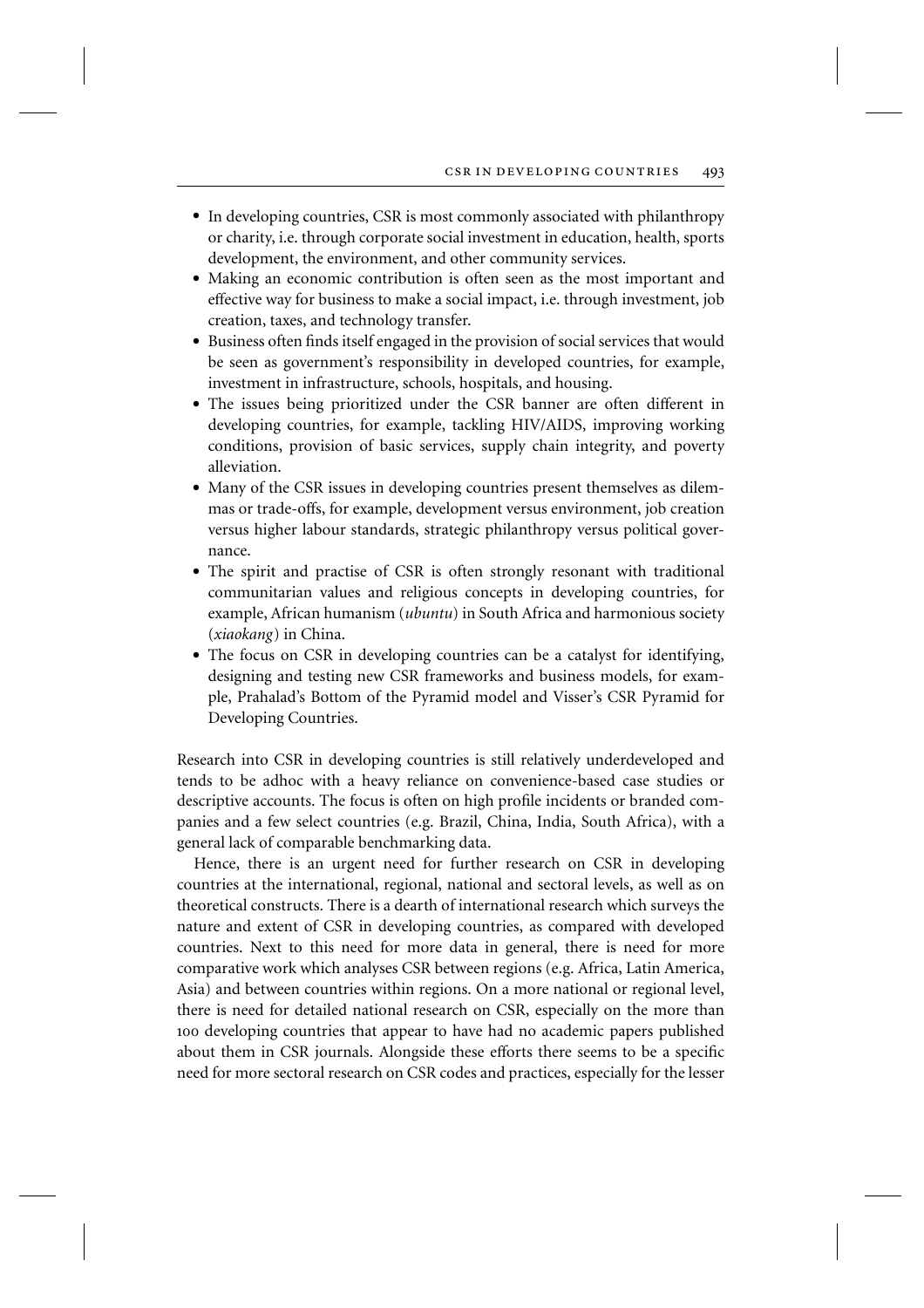- In developing countries, CSR is most commonly associated with philanthropy or charity, i.e. through corporate social investment in education, health, sports development, the environment, and other community services.
- Making an economic contribution is often seen as the most important and effective way for business to make a social impact, i.e. through investment, job creation, taxes, and technology transfer.
- Business often finds itself engaged in the provision of social services that would be seen as government's responsibility in developed countries, for example, investment in infrastructure, schools, hospitals, and housing.
- The issues being prioritized under the CSR banner are often different in developing countries, for example, tackling HIV/AIDS, improving working conditions, provision of basic services, supply chain integrity, and poverty alleviation.
- Many of the CSR issues in developing countries present themselves as dilemmas or trade-offs, for example, development versus environment, job creation versus higher labour standards, strategic philanthropy versus political governance.
- The spirit and practise of CSR is often strongly resonant with traditional communitarian values and religious concepts in developing countries, for example, African humanism (*ubuntu*) in South Africa and harmonious society (*xiaokang*) in China.
- The focus on CSR in developing countries can be a catalyst for identifying, designing and testing new CSR frameworks and business models, for example, Prahalad's Bottom of the Pyramid model and Visser's CSR Pyramid for Developing Countries.

Research into CSR in developing countries is still relatively underdeveloped and tends to be adhoc with a heavy reliance on convenience-based case studies or descriptive accounts. The focus is often on high profile incidents or branded companies and a few select countries (e.g. Brazil, China, India, South Africa), with a general lack of comparable benchmarking data.

Hence, there is an urgent need for further research on CSR in developing countries at the international, regional, national and sectoral levels, as well as on theoretical constructs. There is a dearth of international research which surveys the nature and extent of CSR in developing countries, as compared with developed countries. Next to this need for more data in general, there is need for more comparative work which analyses CSR between regions (e.g. Africa, Latin America, Asia) and between countries within regions. On a more national or regional level, there is need for detailed national research on CSR, especially on the more than 100 developing countries that appear to have had no academic papers published about them in CSR journals. Alongside these efforts there seems to be a specific need for more sectoral research on CSR codes and practices, especially for the lesser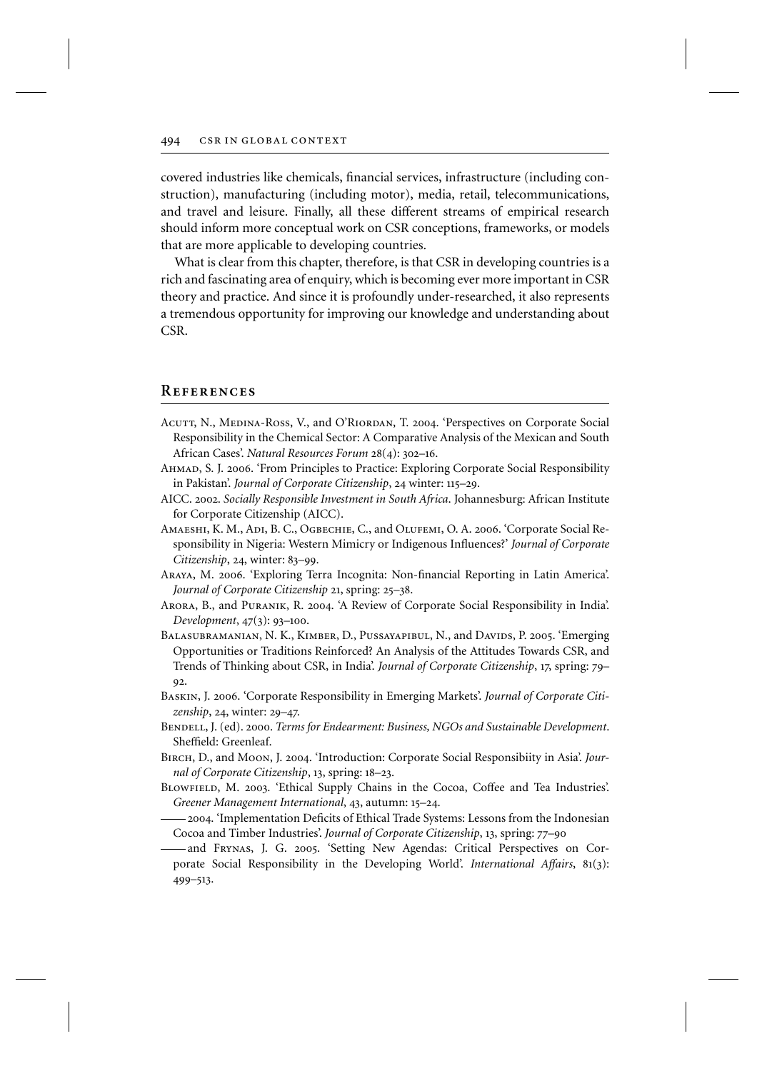covered industries like chemicals, financial services, infrastructure (including construction), manufacturing (including motor), media, retail, telecommunications, and travel and leisure. Finally, all these different streams of empirical research should inform more conceptual work on CSR conceptions, frameworks, or models that are more applicable to developing countries.

What is clear from this chapter, therefore, is that CSR in developing countries is a rich and fascinating area of enquiry, which is becoming ever more important in CSR theory and practice. And since it is profoundly under-researched, it also represents a tremendous opportunity for improving our knowledge and understanding about CSR.

## References

Acutt, N., Medina-Ross, V., and O'Riordan, T. 2004. 'Perspectives on Corporate Social Responsibility in the Chemical Sector: A Comparative Analysis of the Mexican and South African Cases'. *Natural Resources Forum* 28(4): 302–16.

Ahmad, S. J. 2006. 'From Principles to Practice: Exploring Corporate Social Responsibility in Pakistan'. *Journal of Corporate Citizenship*, 24 winter: 115–29.

AICC. 2002. *Socially Responsible Investment in South Africa*. Johannesburg: African Institute for Corporate Citizenship (AICC).

Amaeshi, K. M., Adi, B. C., Ogbechie, C., and Olufemi, O. A. 2006. 'Corporate Social Responsibility in Nigeria: Western Mimicry or Indigenous Influences?' *Journal of Corporate Citizenship*, 24, winter: 83–99.

Araya, M. 2006. 'Exploring Terra Incognita: Non-financial Reporting in Latin America'. *Journal of Corporate Citizenship* 21, spring: 25–38.

Arora, B., and Puranik, R. 2004. 'A Review of Corporate Social Responsibility in India'. *Development*, 47(3): 93–100.

Balasubramanian, N. K., Kimber, D., Pussayapibul, N., and Davids, P. 2005. 'Emerging Opportunities or Traditions Reinforced? An Analysis of the Attitudes Towards CSR, and Trends of Thinking about CSR, in India'. *Journal of Corporate Citizenship*, 17, spring: 79–92.

Baskin, J. 2006. 'Corporate Responsibility in Emerging Markets'. *Journal of Corporate Citizenship*, 24, winter: 29–47.

Bendell, J. (ed). 2000. *Terms for Endearment: Business, NGOs and Sustainable Development*. Sheffield: Greenleaf.

Birch, D., and Moon, J. 2004. 'Introduction: Corporate Social Responsibiity in Asia'. *Journal of Corporate Citizenship*, 13, spring: 18–23.

Blowfield, M. 2003. 'Ethical Supply Chains in the Cocoa, Coffee and Tea Industries'. *Greener Management International*, 43, autumn: 15–24.

—— 2004. 'Implementation Deficits of Ethical Trade Systems: Lessons from the Indonesian Cocoa and Timber Industries'. *Journal of Corporate Citizenship*, 13, spring: 77–90

—— and Frynas, J. G. 2005. 'Setting New Agendas: Critical Perspectives on Corporate Social Responsibility in the Developing World'. *International Affairs*, 81(3): 499–513.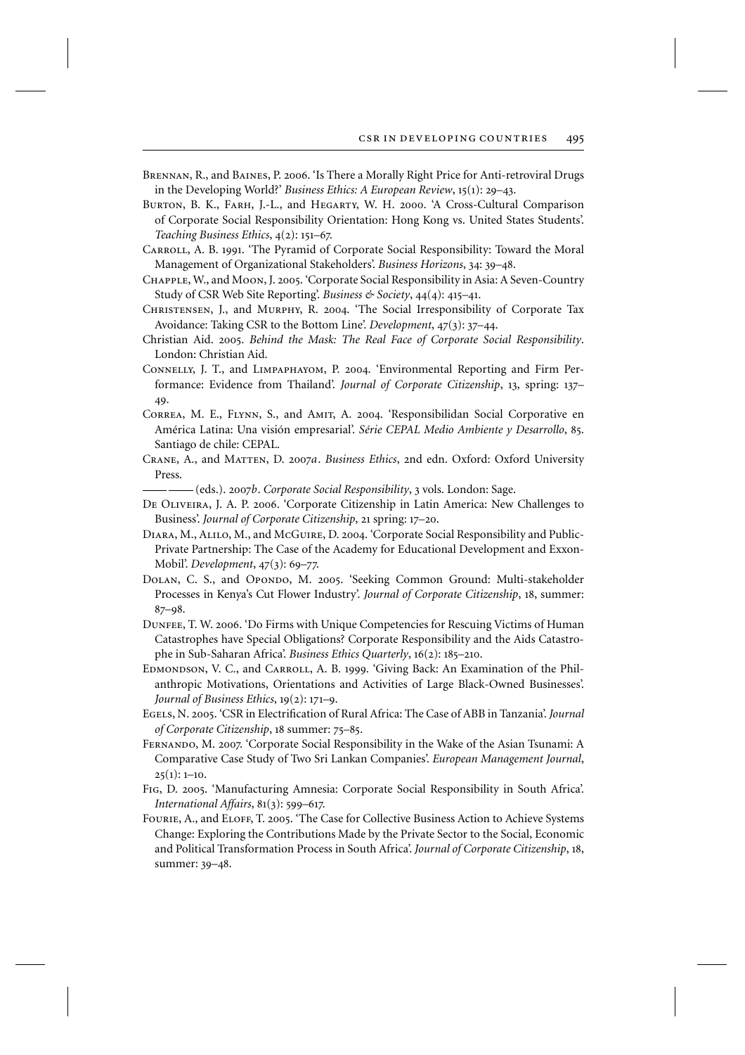Brennan, R., and Baines, P. 2006. 'Is There a Morally Right Price for Anti-retroviral Drugs in the Developing World?' *Business Ethics: A European Review*, 15(1): 29–43.

Burton, B. K., Farh, J.-L., and Hegarty, W. H. 2000. 'A Cross-Cultural Comparison of Corporate Social Responsibility Orientation: Hong Kong vs. United States Students'. *Teaching Business Ethics*, 4(2): 151–67.

Carroll, A. B. 1991. 'The Pyramid of Corporate Social Responsibility: Toward the Moral Management of Organizational Stakeholders'. *Business Horizons*, 34: 39–48.

Chapple, W., and Moon, J. 2005. 'Corporate Social Responsibility in Asia: A Seven-Country Study of CSR Web Site Reporting'. *Business & Society*, 44(4): 415–41.

Christensen, J., and Murphy, R. 2004. 'The Social Irresponsibility of Corporate Tax Avoidance: Taking CSR to the Bottom Line'. *Development*, 47(3): 37–44.

Christian Aid. 2005. *Behind the Mask: The Real Face of Corporate Social Responsibility*. London: Christian Aid.

Connelly, J. T., and Limpaphayom, P. 2004. 'Environmental Reporting and Firm Performance: Evidence from Thailand'. *Journal of Corporate Citizenship*, 13, spring: 137–49.

Correa, M. E., Flynn, S., and Amit, A. 2004. 'Responsibilidan Social Corporative en América Latina: Una visión empresarial'. *Série CEPAL Medio Ambiente y Desarrollo*, 85. Santiago de chile: CEPAL.

Crane, A., and Matten, D. 2007*a*. *Business Ethics*, 2nd edn. Oxford: Oxford University Press.

—— —— (eds.). 2007*b*. *Corporate Social Responsibility*, 3 vols. London: Sage.

De Oliveira, J. A. P. 2006. 'Corporate Citizenship in Latin America: New Challenges to Business'. *Journal of Corporate Citizenship*, 21 spring: 17–20.

Diara, M., Alilo, M., and McGuire, D. 2004. 'Corporate Social Responsibility and Public-Private Partnership: The Case of the Academy for Educational Development and Exxon-Mobil'. *Development*, 47(3): 69–77.

Dolan, C. S., and Opondo, M. 2005. 'Seeking Common Ground: Multi-stakeholder Processes in Kenya's Cut Flower Industry'. *Journal of Corporate Citizenship*, 18, summer: 87–98.

Dunfee, T. W. 2006. 'Do Firms with Unique Competencies for Rescuing Victims of Human Catastrophes have Special Obligations? Corporate Responsibility and the Aids Catastrophe in Sub-Saharan Africa'. *Business Ethics Quarterly*, 16(2): 185–210.

Edmondson, V. C., and Carroll, A. B. 1999. 'Giving Back: An Examination of the Philanthropic Motivations, Orientations and Activities of Large Black-Owned Businesses'. *Journal of Business Ethics*, 19(2): 171–9.

Egels, N. 2005. 'CSR in Electrification of Rural Africa: The Case of ABB in Tanzania'. *Journal of Corporate Citizenship*, 18 summer: 75–85.

Fernando, M. 2007. 'Corporate Social Responsibility in the Wake of the Asian Tsunami: A Comparative Case Study of Two Sri Lankan Companies'. *European Management Journal*, 25(1): 1–10.

Fig, D. 2005. 'Manufacturing Amnesia: Corporate Social Responsibility in South Africa'. *International Affairs*, 81(3): 599–617.

Fourie, A., and Eloff, T. 2005. 'The Case for Collective Business Action to Achieve Systems Change: Exploring the Contributions Made by the Private Sector to the Social, Economic and Political Transformation Process in South Africa'. *Journal of Corporate Citizenship*, 18, summer: 39–48.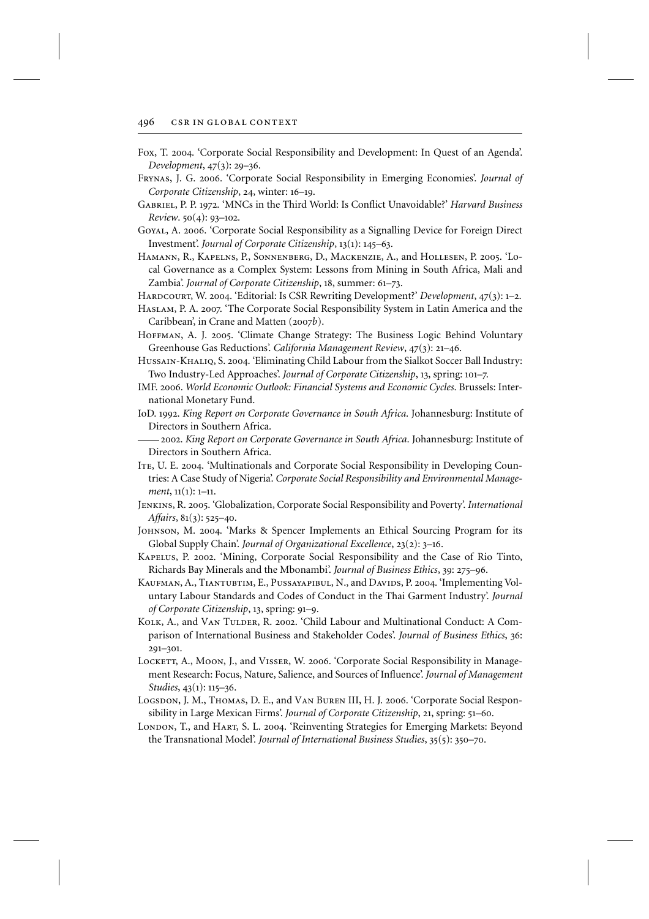Fox, T. 2004. 'Corporate Social Responsibility and Development: In Quest of an Agenda'. *Development*, 47(3): 29–36.

Frynas, J. G. 2006. 'Corporate Social Responsibility in Emerging Economies'. *Journal of Corporate Citizenship*, 24, winter: 16–19.

Gabriel, P. P. 1972. 'MNCs in the Third World: Is Conflict Unavoidable?' *Harvard Business Review*. 50(4): 93–102.

Goyal, A. 2006. 'Corporate Social Responsibility as a Signalling Device for Foreign Direct Investment'. *Journal of Corporate Citizenship*, 13(1): 145–63.

Hamann, R., Kapelns, P., Sonnenberg, D., Mackenzie, A., and Hollesen, P. 2005. 'Local Governance as a Complex System: Lessons from Mining in South Africa, Mali and Zambia'. *Journal of Corporate Citizenship*, 18, summer: 61–73.

Hardcourt, W. 2004. 'Editorial: Is CSR Rewriting Development?' *Development*, 47(3): 1–2.

Haslam, P. A. 2007. 'The Corporate Social Responsibility System in Latin America and the Caribbean', in Crane and Matten (2007*b*).

Hoffman, A. J. 2005. 'Climate Change Strategy: The Business Logic Behind Voluntary Greenhouse Gas Reductions'. *California Management Review*, 47(3): 21–46.

Hussain-Khaliq, S. 2004. 'Eliminating Child Labour from the Sialkot Soccer Ball Industry: Two Industry-Led Approaches'. *Journal of Corporate Citizenship*, 13, spring: 101–7.

IMF. 2006. *World Economic Outlook: Financial Systems and Economic Cycles*. Brussels: International Monetary Fund.

IoD. 1992. *King Report on Corporate Governance in South Africa*. Johannesburg: Institute of Directors in Southern Africa.

—— 2002. *King Report on Corporate Governance in South Africa*. Johannesburg: Institute of Directors in Southern Africa.

Ite, U. E. 2004. 'Multinationals and Corporate Social Responsibility in Developing Countries: A Case Study of Nigeria'. *Corporate Social Responsibility and Environmental Management*, 11(1): 1–11.

Jenkins, R. 2005. 'Globalization, Corporate Social Responsibility and Poverty'. *International Affairs*, 81(3): 525–40.

Johnson, M. 2004. 'Marks & Spencer Implements an Ethical Sourcing Program for its Global Supply Chain'. *Journal of Organizational Excellence*, 23(2): 3–16.

Kapelus, P. 2002. 'Mining, Corporate Social Responsibility and the Case of Rio Tinto, Richards Bay Minerals and the Mbonambi'. *Journal of Business Ethics*, 39: 275–96.

Kaufman, A., Tiantubtim, E., Pussayapibul, N., and Davids, P. 2004. 'Implementing Voluntary Labour Standards and Codes of Conduct in the Thai Garment Industry'. *Journal of Corporate Citizenship*, 13, spring: 91–9.

Kolk, A., and Van Tulder, R. 2002. 'Child Labour and Multinational Conduct: A Comparison of International Business and Stakeholder Codes'. *Journal of Business Ethics*, 36: 291–301.

Lockett, A., Moon, J., and Visser, W. 2006. 'Corporate Social Responsibility in Management Research: Focus, Nature, Salience, and Sources of Influence'. *Journal of Management Studies*, 43(1): 115–36.

Logsdon, J. M., Thomas, D. E., and Van Buren III, H. J. 2006. 'Corporate Social Responsibility in Large Mexican Firms'. *Journal of Corporate Citizenship*, 21, spring: 51–60.

London, T., and Hart, S. L. 2004. 'Reinventing Strategies for Emerging Markets: Beyond the Transnational Model'. *Journal of International Business Studies*, 35(5): 350–70.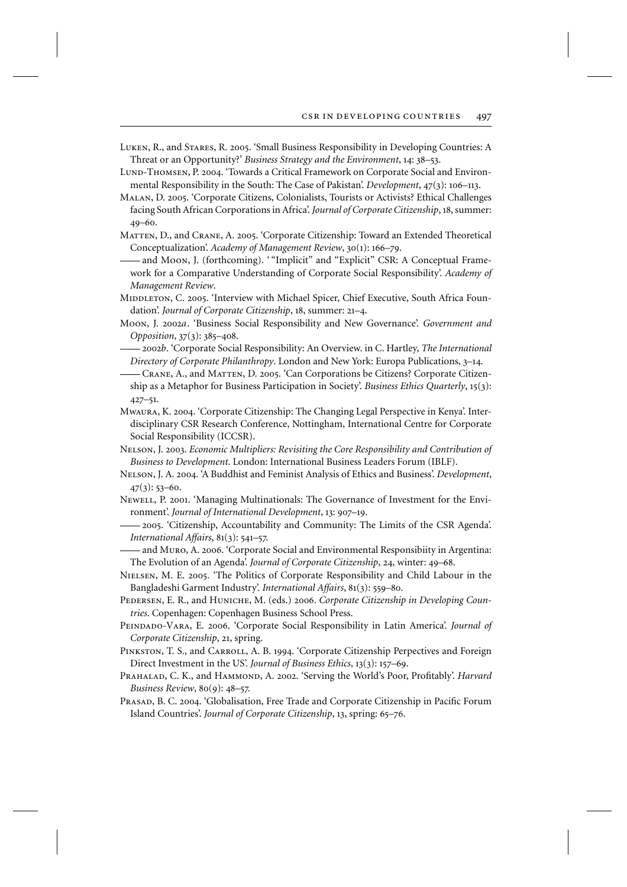Luken, R., and Stares, R. 2005. 'Small Business Responsibility in Developing Countries: A Threat or an Opportunity?' *Business Strategy and the Environment*, 14: 38–53.

Lund-Thomsen, P. 2004. 'Towards a Critical Framework on Corporate Social and Environmental Responsibility in the South: The Case of Pakistan'. *Development*, 47(3): 106–113.

Malan, D. 2005. 'Corporate Citizens, Colonialists, Tourists or Activists? Ethical Challenges facing South African Corporations in Africa'. *Journal of Corporate Citizenship*, 18, summer: 49–60.

Matten, D., and Crane, A. 2005. 'Corporate Citizenship: Toward an Extended Theoretical Conceptualization'. *Academy of Management Review*, 30(1): 166–79.

—— and Moon, J. (forthcoming). ' "Implicit" and "Explicit" CSR: A Conceptual Framework for a Comparative Understanding of Corporate Social Responsibility'. *Academy of Management Review*.

Middleton, C. 2005. 'Interview with Michael Spicer, Chief Executive, South Africa Foundation'. *Journal of Corporate Citizenship*, 18, summer: 21–4.

Moon, J. 2002*a*. 'Business Social Responsibility and New Governance'. *Government and Opposition*, 37(3): 385–408.

—— 2002*b*. 'Corporate Social Responsibility: An Overview. in C. Hartley, *The International Directory of Corporate Philanthropy*. London and New York: Europa Publications, 3–14.

—— Crane, A., and Matten, D. 2005. 'Can Corporations be Citizens? Corporate Citizenship as a Metaphor for Business Participation in Society'. *Business Ethics Quarterly*, 15(3): 427–51.

Mwaura, K. 2004. 'Corporate Citizenship: The Changing Legal Perspective in Kenya'. Interdisciplinary CSR Research Conference, Nottingham, International Centre for Corporate Social Responsibility (ICCSR).

Nelson, J. 2003. *Economic Multipliers: Revisiting the Core Responsibility and Contribution of Business to Development*. London: International Business Leaders Forum (IBLF).

Nelson, J. A. 2004. 'A Buddhist and Feminist Analysis of Ethics and Business'. *Development*, 47(3): 53–60.

Newell, P. 2001. 'Managing Multinationals: The Governance of Investment for the Environment'. *Journal of International Development*, 13: 907–19.

—— 2005. 'Citizenship, Accountability and Community: The Limits of the CSR Agenda'. *International Affairs*, 81(3): 541–57.

—— and Muro, A. 2006. 'Corporate Social and Environmental Responsibiity in Argentina: The Evolution of an Agenda'. *Journal of Corporate Citizenship*, 24, winter: 49–68.

Nielsen, M. E. 2005. 'The Politics of Corporate Responsibility and Child Labour in the Bangladeshi Garment Industry'. *International Affairs*, 81(3): 559–80.

Pedersen, E. R., and Huniche, M. (eds.) 2006. *Corporate Citizenship in Developing Countries*. Copenhagen: Copenhagen Business School Press.

Peindado-Vara, E. 2006. 'Corporate Social Responsibility in Latin America'. *Journal of Corporate Citizenship*, 21, spring.

Pinkston, T. S., and Carroll, A. B. 1994. 'Corporate Citizenship Perpectives and Foreign Direct Investment in the US'. *Journal of Business Ethics*, 13(3): 157–69.

Prahalad, C. K., and Hammond, A. 2002. 'Serving the World's Poor, Profitably'. *Harvard Business Review*, 80(9): 48–57.

Prasad, B. C. 2004. 'Globalisation, Free Trade and Corporate Citizenship in Pacific Forum Island Countries'. *Journal of Corporate Citizenship*, 13, spring: 65–76.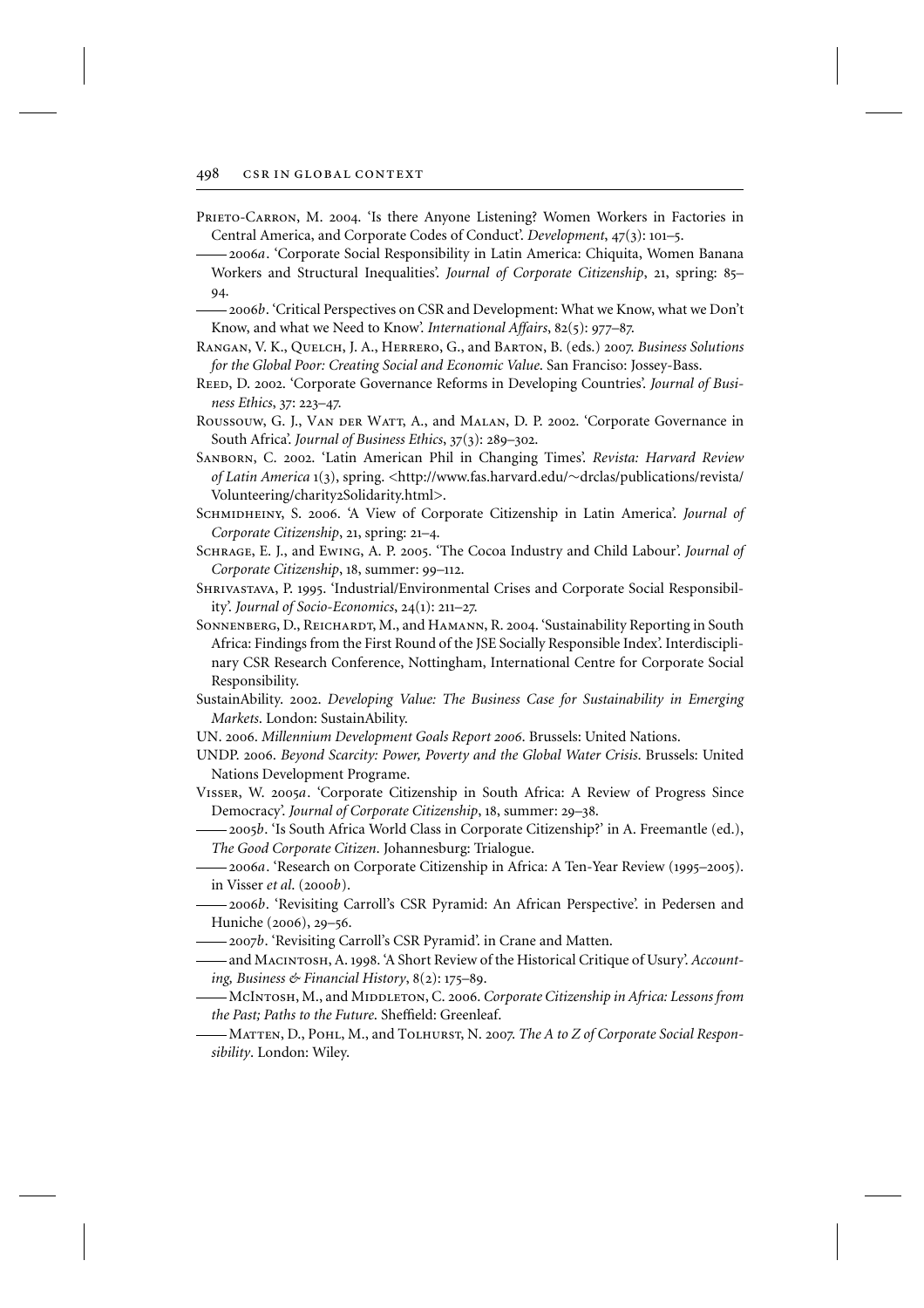Prieto-Carron, M. 2004. 'Is there Anyone Listening? Women Workers in Factories in Central America, and Corporate Codes of Conduct'. *Development*, 47(3): 101–5.

—— 2006*a*. 'Corporate Social Responsibility in Latin America: Chiquita, Women Banana Workers and Structural Inequalities'. *Journal of Corporate Citizenship*, 21, spring: 85–94.

—— 2006*b*. 'Critical Perspectives on CSR and Development: What we Know, what we Don't Know, and what we Need to Know'. *International Affairs*, 82(5): 977–87.

Rangan, V. K., Quelch, J. A., Herrero, G., and Barton, B. (eds.) 2007. *Business Solutions for the Global Poor: Creating Social and Economic Value*. San Franciso: Jossey-Bass.

Reed, D. 2002. 'Corporate Governance Reforms in Developing Countries'. *Journal of Business Ethics*, 37: 223–47.

Roussouw, G. J., Van der Watt, A., and Malan, D. P. 2002. 'Corporate Governance in South Africa'. *Journal of Business Ethics*, 37(3): 289–302.

Sanborn, C. 2002. 'Latin American Phil in Changing Times'. *Revista: Harvard Review of Latin America* 1(3), spring. <http://www.fas.harvard.edu/~drclas/publications/revista/Volunteering/charity2Solidarity.html>.

Schmidheiny, S. 2006. 'A View of Corporate Citizenship in Latin America'. *Journal of Corporate Citizenship*, 21, spring: 21–4.

Schrage, E. J., and Ewing, A. P. 2005. 'The Cocoa Industry and Child Labour'. *Journal of Corporate Citizenship*, 18, summer: 99–112.

Shrivastava, P. 1995. 'Industrial/Environmental Crises and Corporate Social Responsibility'. *Journal of Socio-Economics*, 24(1): 211–27.

Sonnenberg, D., Reichardt, M., and Hamann, R. 2004. 'Sustainability Reporting in South Africa: Findings from the First Round of the JSE Socially Responsible Index'. Interdisciplinary CSR Research Conference, Nottingham, International Centre for Corporate Social Responsibility.

SustainAbility. 2002. *Developing Value: The Business Case for Sustainability in Emerging Markets*. London: SustainAbility.

UN. 2006. *Millennium Development Goals Report 2006*. Brussels: United Nations.

UNDP. 2006. *Beyond Scarcity: Power, Poverty and the Global Water Crisis*. Brussels: United Nations Development Programe.

Visser, W. 2005*a*. 'Corporate Citizenship in South Africa: A Review of Progress Since Democracy'. *Journal of Corporate Citizenship*, 18, summer: 29–38.

—— 2005*b*. 'Is South Africa World Class in Corporate Citizenship?' in A. Freemantle (ed.), *The Good Corporate Citizen*. Johannesburg: Trialogue.

—— 2006*a*. 'Research on Corporate Citizenship in Africa: A Ten-Year Review (1995–2005). in Visser *et al*. (2000*b*).

—— 2006*b*. 'Revisiting Carroll's CSR Pyramid: An African Perspective'. in Pedersen and Huniche (2006), 29–56.

—— 2007*b*. 'Revisiting Carroll's CSR Pyramid'. in Crane and Matten.

—— and Macintosh, A. 1998. 'A Short Review of the Historical Critique of Usury'. *Accounting, Business & Financial History*, 8(2): 175–89.

—— McIntosh, M., and Middleton, C. 2006. *Corporate Citizenship in Africa: Lessons from the Past; Paths to the Future*. Sheffield: Greenleaf.

—— Matten, D., Pohl, M., and Tolhurst, N. 2007. *The A to Z of Corporate Social Responsibility*. London: Wiley.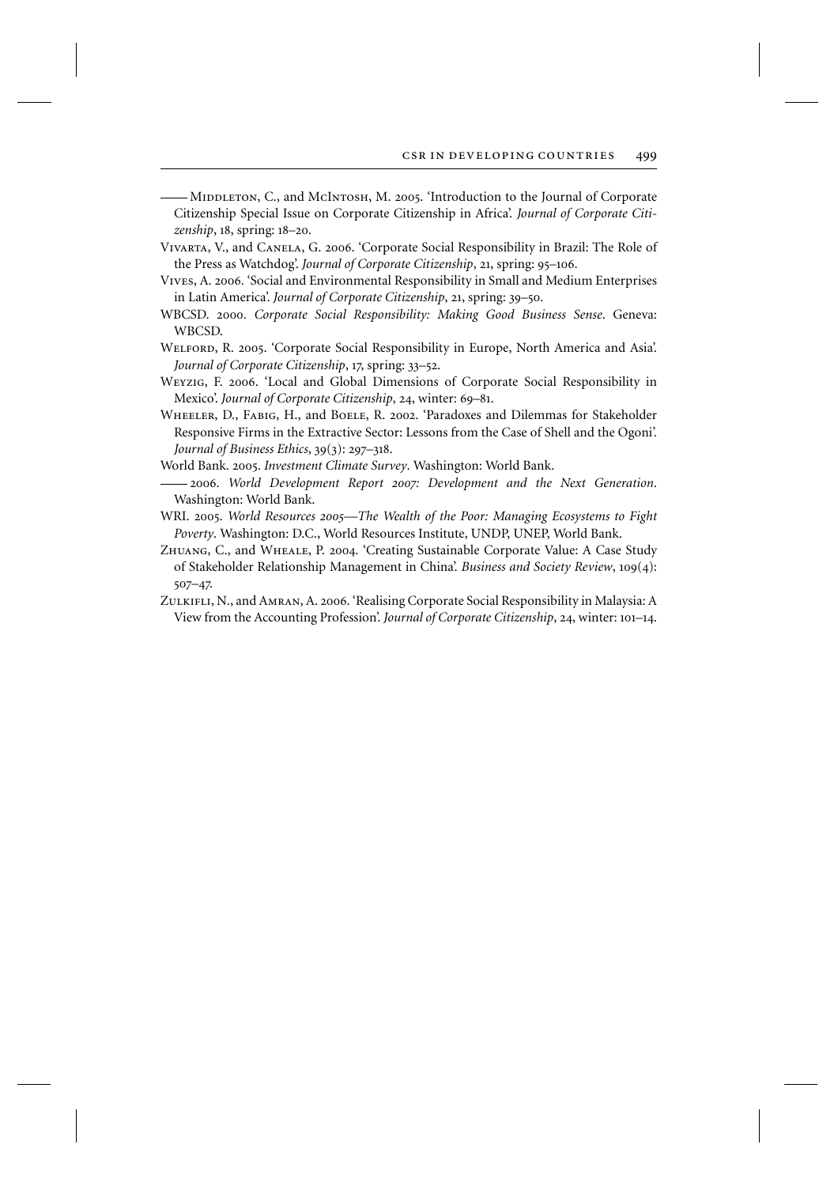—— Middleton, C., and McIntosh, M. 2005. 'Introduction to the Journal of Corporate Citizenship Special Issue on Corporate Citizenship in Africa'. *Journal of Corporate Citizenship*, 18, spring: 18–20.

Vivarta, V., and Canela, G. 2006. 'Corporate Social Responsibility in Brazil: The Role of the Press as Watchdog'. *Journal of Corporate Citizenship*, 21, spring: 95–106.

Vives, A. 2006. 'Social and Environmental Responsibility in Small and Medium Enterprises in Latin America'. *Journal of Corporate Citizenship*, 21, spring: 39–50.

WBCSD. 2000. *Corporate Social Responsibility: Making Good Business Sense*. Geneva: WBCSD.

Welford, R. 2005. 'Corporate Social Responsibility in Europe, North America and Asia'. *Journal of Corporate Citizenship*, 17, spring: 33–52.

Weyzig, F. 2006. 'Local and Global Dimensions of Corporate Social Responsibility in Mexico'. *Journal of Corporate Citizenship*, 24, winter: 69–81.

Wheeler, D., Fabig, H., and Boele, R. 2002. 'Paradoxes and Dilemmas for Stakeholder Responsive Firms in the Extractive Sector: Lessons from the Case of Shell and the Ogoni'. *Journal of Business Ethics*, 39(3): 297–318.

World Bank. 2005. *Investment Climate Survey*. Washington: World Bank.

—— 2006. *World Development Report 2007: Development and the Next Generation*. Washington: World Bank.

WRI. 2005. *World Resources 2005—The Wealth of the Poor: Managing Ecosystems to Fight Poverty*. Washington: D.C., World Resources Institute, UNDP, UNEP, World Bank.

Zhuang, C., and Wheale, P. 2004. 'Creating Sustainable Corporate Value: A Case Study of Stakeholder Relationship Management in China'. *Business and Society Review*, 109(4): 507–47.

Zulkifli, N., and Amran, A. 2006. 'Realising Corporate Social Responsibility in Malaysia: A View from the Accounting Profession'. *Journal of Corporate Citizenship*, 24, winter: 101–14.